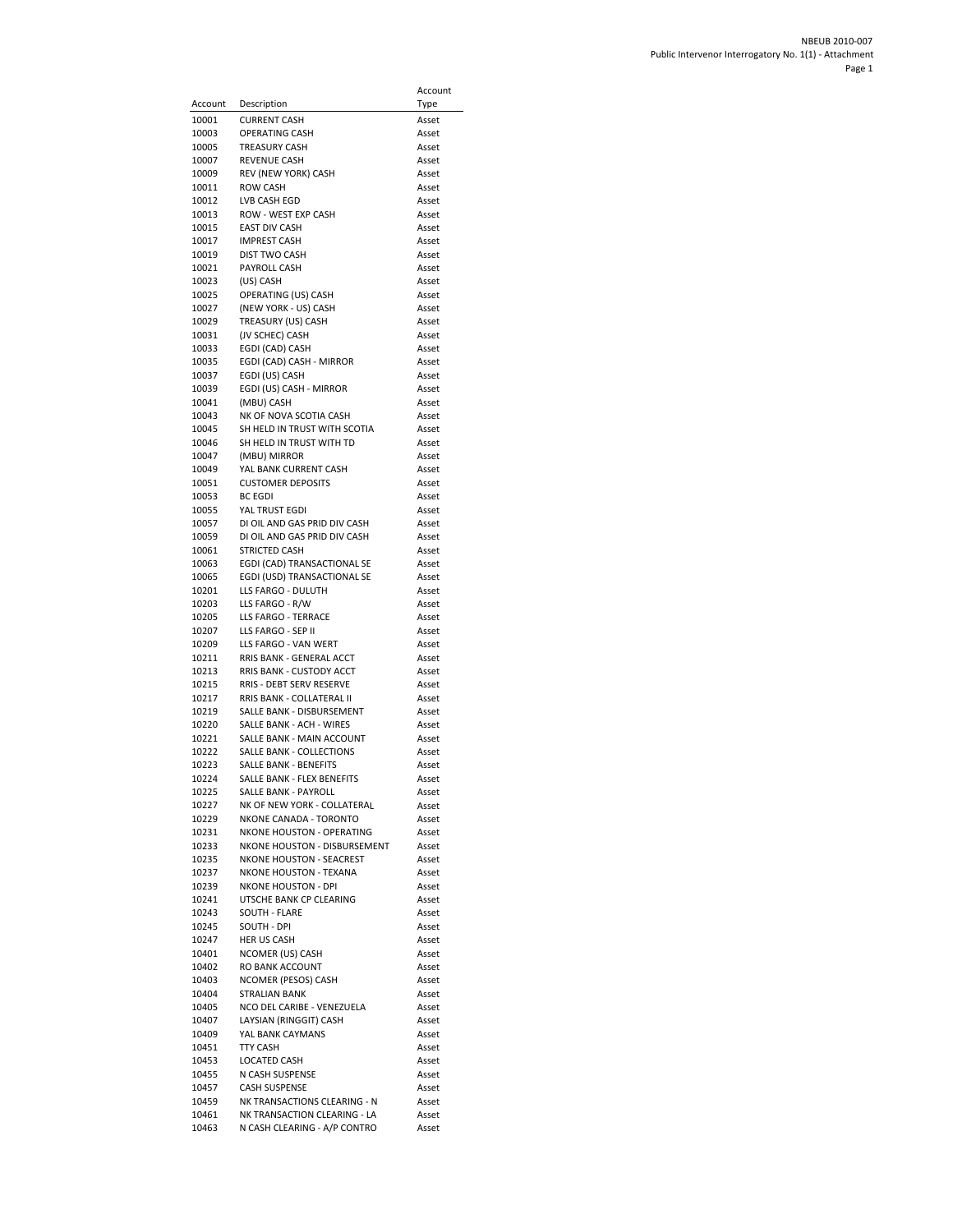NBEUB 2010-007
Public Intervenor Interrogatory No. 1(1) - Attachment

| Account | Description | Account Type |
|---|---|---|
| 10001 | CURRENT CASH | Asset |
| 10003 | OPERATING CASH | Asset |
| 10005 | TREASURY CASH | Asset |
| 10007 | REVENUE CASH | Asset |
| 10009 | REV (NEW YORK) CASH | Asset |
| 10011 | ROW CASH | Asset |
| 10012 | LVB CASH EGD | Asset |
| 10013 | ROW - WEST EXP CASH | Asset |
| 10015 | EAST DIV CASH | Asset |
| 10017 | IMPREST CASH | Asset |
| 10019 | DIST TWO CASH | Asset |
| 10021 | PAYROLL CASH | Asset |
| 10023 | (US) CASH | Asset |
| 10025 | OPERATING (US) CASH | Asset |
| 10027 | (NEW YORK - US) CASH | Asset |
| 10029 | TREASURY (US) CASH | Asset |
| 10031 | (JV SCHEC) CASH | Asset |
| 10033 | EGDI (CAD) CASH | Asset |
| 10035 | EGDI (CAD) CASH - MIRROR | Asset |
| 10037 | EGDI (US) CASH | Asset |
| 10039 | EGDI (US) CASH - MIRROR | Asset |
| 10041 | (MBU) CASH | Asset |
| 10043 | NK OF NOVA SCOTIA CASH | Asset |
| 10045 | SH HELD IN TRUST WITH SCOTIA | Asset |
| 10046 | SH HELD IN TRUST WITH TD | Asset |
| 10047 | (MBU) MIRROR | Asset |
| 10049 | YAL BANK CURRENT CASH | Asset |
| 10051 | CUSTOMER DEPOSITS | Asset |
| 10053 | BC EGDI | Asset |
| 10055 | YAL TRUST EGDI | Asset |
| 10057 | DI OIL AND GAS PRID DIV CASH | Asset |
| 10059 | DI OIL AND GAS PRID DIV CASH | Asset |
| 10061 | STRICTED CASH | Asset |
| 10063 | EGDI (CAD) TRANSACTIONAL SE | Asset |
| 10065 | EGDI (USD) TRANSACTIONAL SE | Asset |
| 10201 | LLS FARGO - DULUTH | Asset |
| 10203 | LLS FARGO - R/W | Asset |
| 10205 | LLS FARGO - TERRACE | Asset |
| 10207 | LLS FARGO - SEP II | Asset |
| 10209 | LLS FARGO - VAN WERT | Asset |
| 10211 | RRIS BANK - GENERAL ACCT | Asset |
| 10213 | RRIS BANK - CUSTODY ACCT | Asset |
| 10215 | RRIS - DEBT SERV RESERVE | Asset |
| 10217 | RRIS BANK - COLLATERAL II | Asset |
| 10219 | SALLE BANK - DISBURSEMENT | Asset |
| 10220 | SALLE BANK - ACH - WIRES | Asset |
| 10221 | SALLE BANK - MAIN ACCOUNT | Asset |
| 10222 | SALLE BANK - COLLECTIONS | Asset |
| 10223 | SALLE BANK - BENEFITS | Asset |
| 10224 | SALLE BANK - FLEX BENEFITS | Asset |
| 10225 | SALLE BANK - PAYROLL | Asset |
| 10227 | NK OF NEW YORK - COLLATERAL | Asset |
| 10229 | NKONE CANADA - TORONTO | Asset |
| 10231 | NKONE HOUSTON - OPERATING | Asset |
| 10233 | NKONE HOUSTON - DISBURSEMENT | Asset |
| 10235 | NKONE HOUSTON - SEACREST | Asset |
| 10237 | NKONE HOUSTON - TEXANA | Asset |
| 10239 | NKONE HOUSTON - DPI | Asset |
| 10241 | UTSCHE BANK CP CLEARING | Asset |
| 10243 | SOUTH - FLARE | Asset |
| 10245 | SOUTH - DPI | Asset |
| 10247 | HER US CASH | Asset |
| 10401 | NCOMER (US) CASH | Asset |
| 10402 | RO BANK ACCOUNT | Asset |
| 10403 | NCOMER (PESOS) CASH | Asset |
| 10404 | STRALIAN BANK | Asset |
| 10405 | NCO DEL CARIBE - VENEZUELA | Asset |
| 10407 | LAYSIAN (RINGGIT) CASH | Asset |
| 10409 | YAL BANK CAYMANS | Asset |
| 10451 | TTY CASH | Asset |
| 10453 | LOCATED CASH | Asset |
| 10455 | N CASH SUSPENSE | Asset |
| 10457 | CASH SUSPENSE | Asset |
| 10459 | NK TRANSACTIONS CLEARING - N | Asset |
| 10461 | NK TRANSACTION CLEARING - LA | Asset |
| 10463 | N CASH CLEARING - A/P CONTRO | Asset |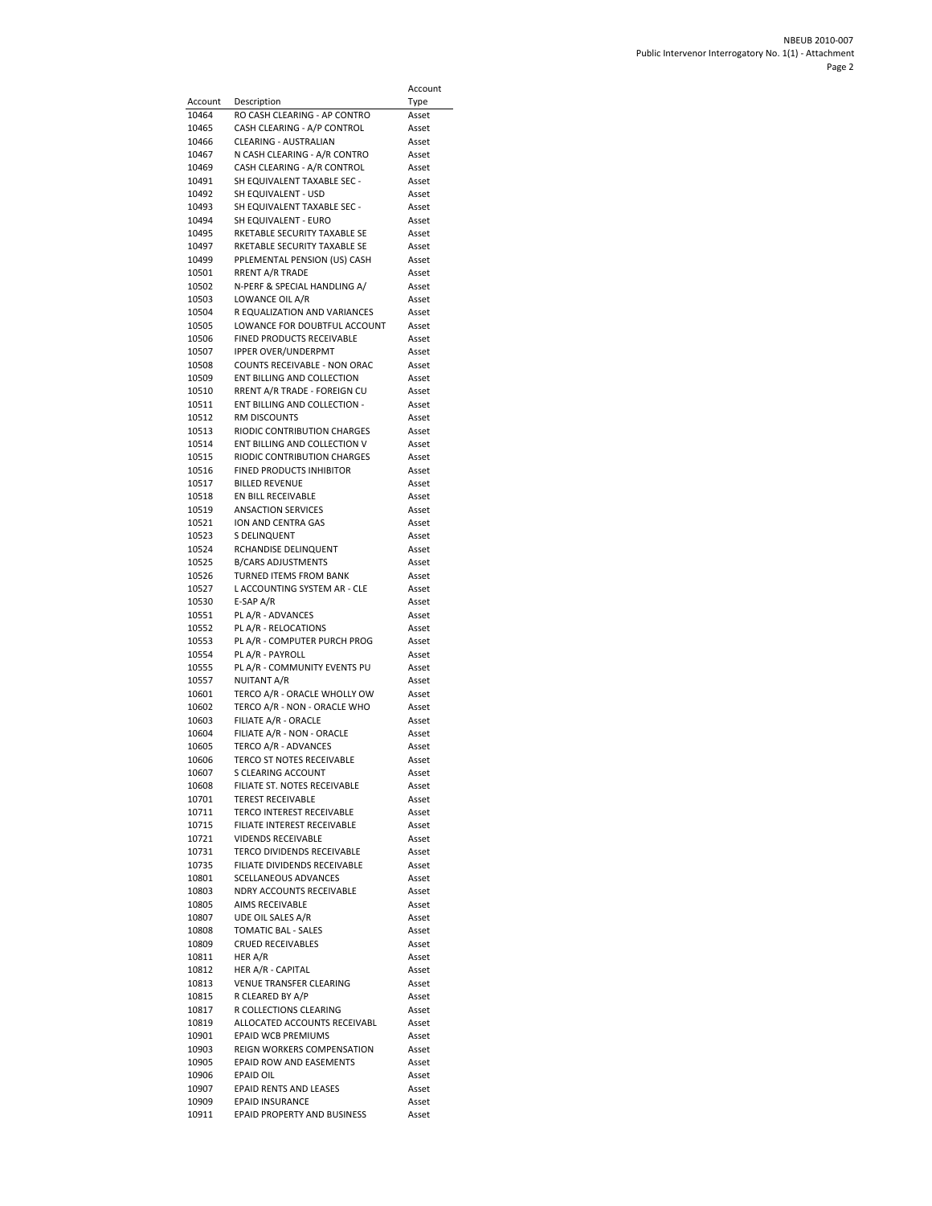| Account | Description | Account Type |
|---|---|---|
| 10464 | RO CASH CLEARING - AP CONTRO | Asset |
| 10465 | CASH CLEARING - A/P CONTROL | Asset |
| 10466 | CLEARING - AUSTRALIAN | Asset |
| 10467 | N CASH CLEARING - A/R CONTRO | Asset |
| 10469 | CASH CLEARING - A/R CONTROL | Asset |
| 10491 | SH EQUIVALENT TAXABLE SEC - | Asset |
| 10492 | SH EQUIVALENT - USD | Asset |
| 10493 | SH EQUIVALENT TAXABLE SEC - | Asset |
| 10494 | SH EQUIVALENT - EURO | Asset |
| 10495 | RKETABLE SECURITY TAXABLE SE | Asset |
| 10497 | RKETABLE SECURITY TAXABLE SE | Asset |
| 10499 | PPLEMENTAL PENSION (US) CASH | Asset |
| 10501 | RRENT A/R TRADE | Asset |
| 10502 | N-PERF & SPECIAL HANDLING A/ | Asset |
| 10503 | LOWANCE OIL A/R | Asset |
| 10504 | R EQUALIZATION AND VARIANCES | Asset |
| 10505 | LOWANCE FOR DOUBTFUL ACCOUNT | Asset |
| 10506 | FINED PRODUCTS RECEIVABLE | Asset |
| 10507 | IPPER OVER/UNDERPMT | Asset |
| 10508 | COUNTS RECEIVABLE - NON ORAC | Asset |
| 10509 | ENT BILLING AND COLLECTION | Asset |
| 10510 | RRENT A/R TRADE - FOREIGN CU | Asset |
| 10511 | ENT BILLING AND COLLECTION - | Asset |
| 10512 | RM DISCOUNTS | Asset |
| 10513 | RIODIC CONTRIBUTION CHARGES | Asset |
| 10514 | ENT BILLING AND COLLECTION V | Asset |
| 10515 | RIODIC CONTRIBUTION CHARGES | Asset |
| 10516 | FINED PRODUCTS INHIBITOR | Asset |
| 10517 | BILLED REVENUE | Asset |
| 10518 | EN BILL RECEIVABLE | Asset |
| 10519 | ANSACTION SERVICES | Asset |
| 10521 | ION AND CENTRA GAS | Asset |
| 10523 | S DELINQUENT | Asset |
| 10524 | RCHANDISE DELINQUENT | Asset |
| 10525 | B/CARS ADJUSTMENTS | Asset |
| 10526 | TURNED ITEMS FROM BANK | Asset |
| 10527 | L ACCOUNTING SYSTEM AR - CLE | Asset |
| 10530 | E-SAP A/R | Asset |
| 10551 | PL A/R - ADVANCES | Asset |
| 10552 | PL A/R - RELOCATIONS | Asset |
| 10553 | PL A/R - COMPUTER PURCH PROG | Asset |
| 10554 | PL A/R - PAYROLL | Asset |
| 10555 | PL A/R - COMMUNITY EVENTS PU | Asset |
| 10557 | NUITANT A/R | Asset |
| 10601 | TERCO A/R - ORACLE WHOLLY OW | Asset |
| 10602 | TERCO A/R - NON - ORACLE WHO | Asset |
| 10603 | FILIATE A/R - ORACLE | Asset |
| 10604 | FILIATE A/R - NON - ORACLE | Asset |
| 10605 | TERCO A/R - ADVANCES | Asset |
| 10606 | TERCO ST NOTES RECEIVABLE | Asset |
| 10607 | S CLEARING ACCOUNT | Asset |
| 10608 | FILIATE ST. NOTES RECEIVABLE | Asset |
| 10701 | TEREST RECEIVABLE | Asset |
| 10711 | TERCO INTEREST RECEIVABLE | Asset |
| 10715 | FILIATE INTEREST RECEIVABLE | Asset |
| 10721 | VIDENDS RECEIVABLE | Asset |
| 10731 | TERCO DIVIDENDS RECEIVABLE | Asset |
| 10735 | FILIATE DIVIDENDS RECEIVABLE | Asset |
| 10801 | SCELLANEOUS ADVANCES | Asset |
| 10803 | NDRY ACCOUNTS RECEIVABLE | Asset |
| 10805 | AIMS RECEIVABLE | Asset |
| 10807 | UDE OIL SALES A/R | Asset |
| 10808 | TOMATIC BAL - SALES | Asset |
| 10809 | CRUED RECEIVABLES | Asset |
| 10811 | HER A/R | Asset |
| 10812 | HER A/R - CAPITAL | Asset |
| 10813 | VENUE TRANSFER CLEARING | Asset |
| 10815 | R CLEARED BY A/P | Asset |
| 10817 | R COLLECTIONS CLEARING | Asset |
| 10819 | ALLOCATED ACCOUNTS RECEIVABL | Asset |
| 10901 | EPAID WCB PREMIUMS | Asset |
| 10903 | REIGN WORKERS COMPENSATION | Asset |
| 10905 | EPAID ROW AND EASEMENTS | Asset |
| 10906 | EPAID OIL | Asset |
| 10907 | EPAID RENTS AND LEASES | Asset |
| 10909 | EPAID INSURANCE | Asset |
| 10911 | EPAID PROPERTY AND BUSINESS | Asset |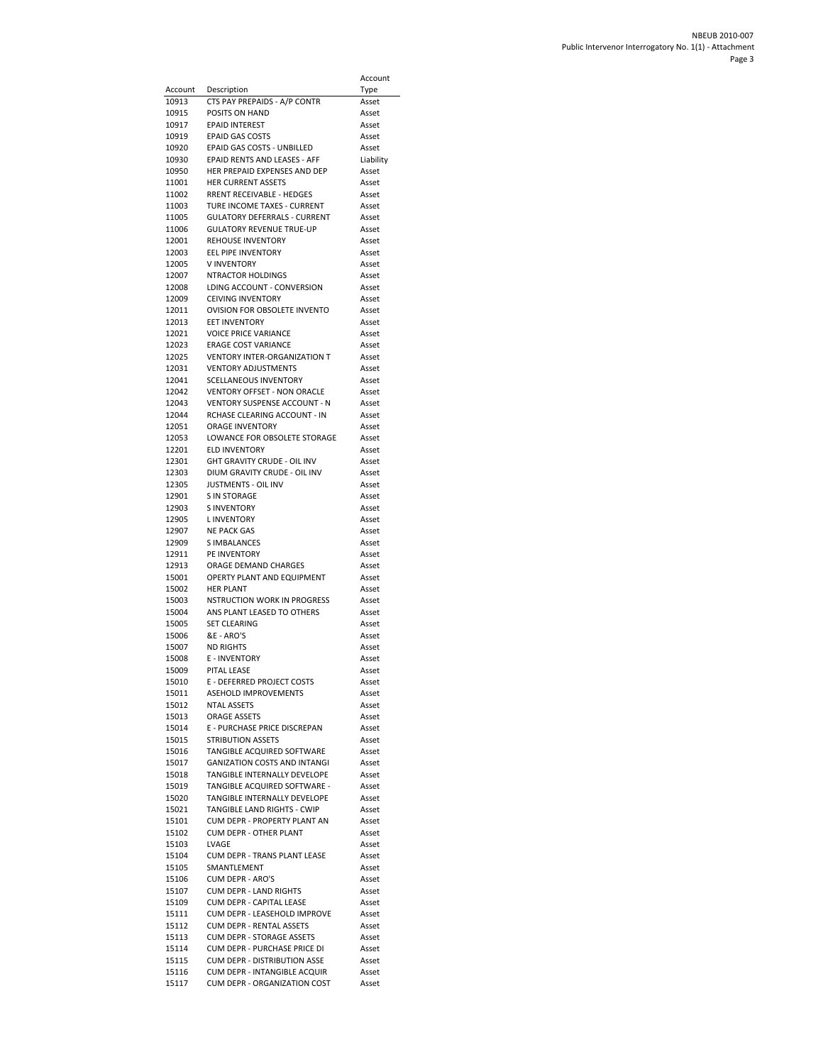| Account | Description | Account Type |
|---|---|---|
| 10913 | CTS PAY PREPAIDS - A/P CONTR | Asset |
| 10915 | POSITS ON HAND | Asset |
| 10917 | EPAID INTEREST | Asset |
| 10919 | EPAID GAS COSTS | Asset |
| 10920 | EPAID GAS COSTS - UNBILLED | Asset |
| 10930 | EPAID RENTS AND LEASES - AFF | Liability |
| 10950 | HER PREPAID EXPENSES AND DEP | Asset |
| 11001 | HER CURRENT ASSETS | Asset |
| 11002 | RRENT RECEIVABLE - HEDGES | Asset |
| 11003 | TURE INCOME TAXES - CURRENT | Asset |
| 11005 | GULATORY DEFERRALS - CURRENT | Asset |
| 11006 | GULATORY REVENUE TRUE-UP | Asset |
| 12001 | REHOUSE INVENTORY | Asset |
| 12003 | EEL PIPE INVENTORY | Asset |
| 12005 | V INVENTORY | Asset |
| 12007 | NTRACTOR HOLDINGS | Asset |
| 12008 | LDING ACCOUNT - CONVERSION | Asset |
| 12009 | CEIVING INVENTORY | Asset |
| 12011 | OVISION FOR OBSOLETE INVENTO | Asset |
| 12013 | EET INVENTORY | Asset |
| 12021 | VOICE PRICE VARIANCE | Asset |
| 12023 | ERAGE COST VARIANCE | Asset |
| 12025 | VENTORY INTER-ORGANIZATION T | Asset |
| 12031 | VENTORY ADJUSTMENTS | Asset |
| 12041 | SCELLANEOUS INVENTORY | Asset |
| 12042 | VENTORY OFFSET - NON ORACLE | Asset |
| 12043 | VENTORY SUSPENSE ACCOUNT - N | Asset |
| 12044 | RCHASE CLEARING ACCOUNT - IN | Asset |
| 12051 | ORAGE INVENTORY | Asset |
| 12053 | LOWANCE FOR OBSOLETE STORAGE | Asset |
| 12201 | ELD INVENTORY | Asset |
| 12301 | GHT GRAVITY CRUDE - OIL INV | Asset |
| 12303 | DIUM GRAVITY CRUDE - OIL INV | Asset |
| 12305 | JUSTMENTS - OIL INV | Asset |
| 12901 | S IN STORAGE | Asset |
| 12903 | S INVENTORY | Asset |
| 12905 | L INVENTORY | Asset |
| 12907 | NE PACK GAS | Asset |
| 12909 | S IMBALANCES | Asset |
| 12911 | PE INVENTORY | Asset |
| 12913 | ORAGE DEMAND CHARGES | Asset |
| 15001 | OPERTY PLANT AND EQUIPMENT | Asset |
| 15002 | HER PLANT | Asset |
| 15003 | NSTRUCTION WORK IN PROGRESS | Asset |
| 15004 | ANS PLANT LEASED TO OTHERS | Asset |
| 15005 | SET CLEARING | Asset |
| 15006 | &E - ARO'S | Asset |
| 15007 | ND RIGHTS | Asset |
| 15008 | E - INVENTORY | Asset |
| 15009 | PITAL LEASE | Asset |
| 15010 | E - DEFERRED PROJECT COSTS | Asset |
| 15011 | ASEHOLD IMPROVEMENTS | Asset |
| 15012 | NTAL ASSETS | Asset |
| 15013 | ORAGE ASSETS | Asset |
| 15014 | E - PURCHASE PRICE DISCREPAN | Asset |
| 15015 | STRIBUTION ASSETS | Asset |
| 15016 | TANGIBLE ACQUIRED SOFTWARE | Asset |
| 15017 | GANIZATION COSTS AND INTANGI | Asset |
| 15018 | TANGIBLE INTERNALLY DEVELOPE | Asset |
| 15019 | TANGIBLE ACQUIRED SOFTWARE - | Asset |
| 15020 | TANGIBLE INTERNALLY DEVELOPE | Asset |
| 15021 | TANGIBLE LAND RIGHTS - CWIP | Asset |
| 15101 | CUM DEPR - PROPERTY PLANT AN | Asset |
| 15102 | CUM DEPR - OTHER PLANT | Asset |
| 15103 | LVAGE | Asset |
| 15104 | CUM DEPR - TRANS PLANT LEASE | Asset |
| 15105 | SMANTLEMENT | Asset |
| 15106 | CUM DEPR - ARO'S | Asset |
| 15107 | CUM DEPR - LAND RIGHTS | Asset |
| 15109 | CUM DEPR - CAPITAL LEASE | Asset |
| 15111 | CUM DEPR - LEASEHOLD IMPROVE | Asset |
| 15112 | CUM DEPR - RENTAL ASSETS | Asset |
| 15113 | CUM DEPR - STORAGE ASSETS | Asset |
| 15114 | CUM DEPR - PURCHASE PRICE DI | Asset |
| 15115 | CUM DEPR - DISTRIBUTION ASSE | Asset |
| 15116 | CUM DEPR - INTANGIBLE ACQUIR | Asset |
| 15117 | CUM DEPR - ORGANIZATION COST | Asset |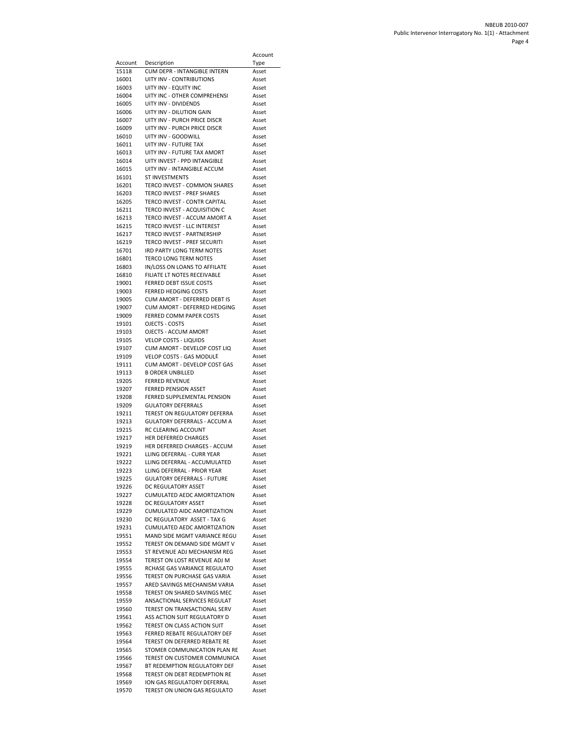| Account | Description | Account Type |
|---|---|---|
| 15118 | CUM DEPR - INTANGIBLE INTERN | Asset |
| 16001 | UITY INV - CONTRIBUTIONS | Asset |
| 16003 | UITY INV - EQUITY INC | Asset |
| 16004 | UITY INC - OTHER COMPREHENSI | Asset |
| 16005 | UITY INV - DIVIDENDS | Asset |
| 16006 | UITY INV - DILUTION GAIN | Asset |
| 16007 | UITY INV - PURCH PRICE DISCR | Asset |
| 16009 | UITY INV - PURCH PRICE DISCR | Asset |
| 16010 | UITY INV - GOODWILL | Asset |
| 16011 | UITY INV - FUTURE TAX | Asset |
| 16013 | UITY INV - FUTURE TAX AMORT | Asset |
| 16014 | UITY INVEST - PPD INTANGIBLE | Asset |
| 16015 | UITY INV - INTANGIBLE ACCUM | Asset |
| 16101 | ST INVESTMENTS | Asset |
| 16201 | TERCO INVEST - COMMON SHARES | Asset |
| 16203 | TERCO INVEST - PREF SHARES | Asset |
| 16205 | TERCO INVEST - CONTR CAPITAL | Asset |
| 16211 | TERCO INVEST - ACQUISITION C | Asset |
| 16213 | TERCO INVEST - ACCUM AMORT A | Asset |
| 16215 | TERCO INVEST - LLC INTEREST | Asset |
| 16217 | TERCO INVEST - PARTNERSHIP | Asset |
| 16219 | TERCO INVEST - PREF SECURITI | Asset |
| 16701 | IRD PARTY LONG TERM NOTES | Asset |
| 16801 | TERCO LONG TERM NOTES | Asset |
| 16803 | IN/LOSS ON LOANS TO AFFILATE | Asset |
| 16810 | FILIATE LT NOTES RECEIVABLE | Asset |
| 19001 | FERRED DEBT ISSUE COSTS | Asset |
| 19003 | FERRED HEDGING COSTS | Asset |
| 19005 | CUM AMORT - DEFERRED DEBT IS | Asset |
| 19007 | CUM AMORT - DEFERRED HEDGING | Asset |
| 19009 | FERRED COMM PAPER COSTS | Asset |
| 19101 | OJECTS - COSTS | Asset |
| 19103 | OJECTS - ACCUM AMORT | Asset |
| 19105 | VELOP COSTS - LIQUIDS | Asset |
| 19107 | CUM AMORT - DEVELOP COST LIQ | Asset |
| 19109 | VELOP COSTS - GAS MODULE | Asset |
| 19111 | CUM AMORT - DEVELOP COST GAS | Asset |
| 19113 | B ORDER UNBILLED | Asset |
| 19205 | FERRED REVENUE | Asset |
| 19207 | FERRED PENSION ASSET | Asset |
| 19208 | FERRED SUPPLEMENTAL PENSION | Asset |
| 19209 | GULATORY DEFERRALS | Asset |
| 19211 | TEREST ON REGULATORY DEFERRA | Asset |
| 19213 | GULATORY DEFERRALS - ACCUM A | Asset |
| 19215 | RC CLEARING ACCOUNT | Asset |
| 19217 | HER DEFERRED CHARGES | Asset |
| 19219 | HER DEFERRED CHARGES - ACCUM | Asset |
| 19221 | LLING DEFERRAL - CURR YEAR | Asset |
| 19222 | LLING DEFERRAL - ACCUMULATED | Asset |
| 19223 | LLING DEFERRAL - PRIOR YEAR | Asset |
| 19225 | GULATORY DEFERRALS - FUTURE | Asset |
| 19226 | DC REGULATORY ASSET | Asset |
| 19227 | CUMULATED AEDC AMORTIZATION | Asset |
| 19228 | DC REGULATORY ASSET | Asset |
| 19229 | CUMULATED AIDC AMORTIZATION | Asset |
| 19230 | DC REGULATORY ASSET - TAX G | Asset |
| 19231 | CUMULATED AEDC AMORTIZATION | Asset |
| 19551 | MAND SIDE MGMT VARIANCE REGU | Asset |
| 19552 | TEREST ON DEMAND SIDE MGMT V | Asset |
| 19553 | ST REVENUE ADJ MECHANISM REG | Asset |
| 19554 | TEREST ON LOST REVENUE ADJ M | Asset |
| 19555 | RCHASE GAS VARIANCE REGULATO | Asset |
| 19556 | TEREST ON PURCHASE GAS VARIA | Asset |
| 19557 | ARED SAVINGS MECHANISM VARIA | Asset |
| 19558 | TEREST ON SHARED SAVINGS MEC | Asset |
| 19559 | ANSACTIONAL SERVICES REGULAT | Asset |
| 19560 | TEREST ON TRANSACTIONAL SERV | Asset |
| 19561 | ASS ACTION SUIT REGULATORY D | Asset |
| 19562 | TEREST ON CLASS ACTION SUIT | Asset |
| 19563 | FERRED REBATE REGULATORY DEF | Asset |
| 19564 | TEREST ON DEFERRED REBATE RE | Asset |
| 19565 | STOMER COMMUNICATION PLAN RE | Asset |
| 19566 | TEREST ON CUSTOMER COMMUNICA | Asset |
| 19567 | BT REDEMPTION REGULATORY DEF | Asset |
| 19568 | TEREST ON DEBT REDEMPTION RE | Asset |
| 19569 | ION GAS REGULATORY DEFERRAL | Asset |
| 19570 | TEREST ON UNION GAS REGULATO | Asset |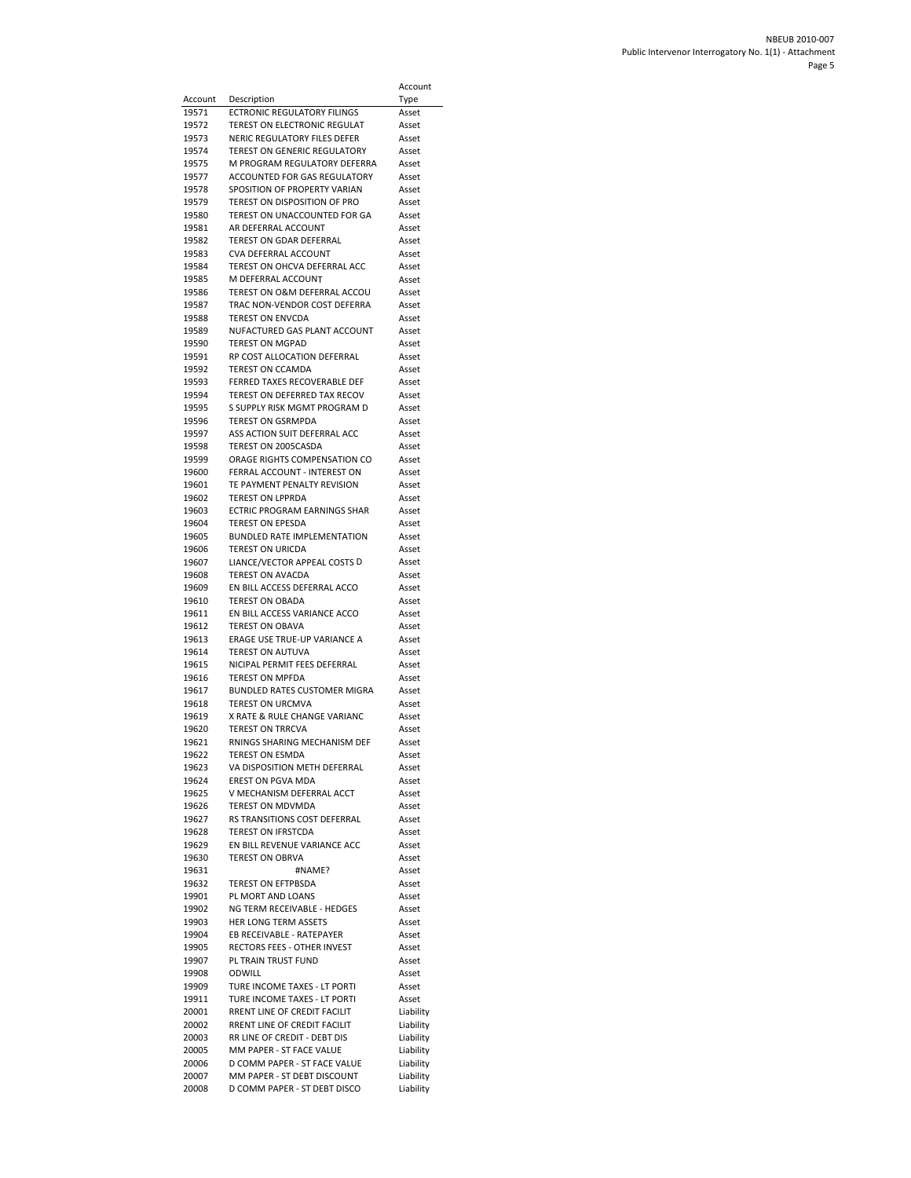| Account | Description | Account Type |
|---|---|---|
| 19571 | ECTRONIC REGULATORY FILINGS | Asset |
| 19572 | TEREST ON ELECTRONIC REGULAT | Asset |
| 19573 | NERIC REGULATORY FILES DEFER | Asset |
| 19574 | TEREST ON GENERIC REGULATORY | Asset |
| 19575 | M PROGRAM REGULATORY DEFERRA | Asset |
| 19577 | ACCOUNTED FOR GAS REGULATORY | Asset |
| 19578 | SPOSITION OF PROPERTY VARIAN | Asset |
| 19579 | TEREST ON DISPOSITION OF PRO | Asset |
| 19580 | TEREST ON UNACCOUNTED FOR GA | Asset |
| 19581 | AR DEFERRAL ACCOUNT | Asset |
| 19582 | TEREST ON GDAR DEFERRAL | Asset |
| 19583 | CVA DEFERRAL ACCOUNT | Asset |
| 19584 | TEREST ON OHCVA DEFERRAL ACC | Asset |
| 19585 | M DEFERRAL ACCOUNT | Asset |
| 19586 | TEREST ON O&M DEFERRAL ACCOU | Asset |
| 19587 | TRAC NON-VENDOR COST DEFERRA | Asset |
| 19588 | TEREST ON ENVCDA | Asset |
| 19589 | NUFACTURED GAS PLANT ACCOUNT | Asset |
| 19590 | TEREST ON MGPAD | Asset |
| 19591 | RP COST ALLOCATION DEFERRAL | Asset |
| 19592 | TEREST ON CCAMDA | Asset |
| 19593 | FERRED TAXES RECOVERABLE DEF | Asset |
| 19594 | TEREST ON DEFERRED TAX RECOV | Asset |
| 19595 | S SUPPLY RISK MGMT PROGRAM D | Asset |
| 19596 | TEREST ON GSRMPDA | Asset |
| 19597 | ASS ACTION SUIT DEFERRAL ACC | Asset |
| 19598 | TEREST ON 2005CASDA | Asset |
| 19599 | ORAGE RIGHTS COMPENSATION CO | Asset |
| 19600 | FERRAL ACCOUNT - INTEREST ON | Asset |
| 19601 | TE PAYMENT PENALTY REVISION | Asset |
| 19602 | TEREST ON LPPRDA | Asset |
| 19603 | ECTRIC PROGRAM EARNINGS SHAR | Asset |
| 19604 | TEREST ON EPESDA | Asset |
| 19605 | BUNDLED RATE IMPLEMENTATION | Asset |
| 19606 | TEREST ON URICDA | Asset |
| 19607 | LIANCE/VECTOR APPEAL COSTS D | Asset |
| 19608 | TEREST ON AVACDA | Asset |
| 19609 | EN BILL ACCESS DEFERRAL ACCO | Asset |
| 19610 | TEREST ON OBADA | Asset |
| 19611 | EN BILL ACCESS VARIANCE ACCO | Asset |
| 19612 | TEREST ON OBAVA | Asset |
| 19613 | ERAGE USE TRUE-UP VARIANCE A | Asset |
| 19614 | TEREST ON AUTUVA | Asset |
| 19615 | NICIPAL PERMIT FEES DEFERRAL | Asset |
| 19616 | TEREST ON MPFDA | Asset |
| 19617 | BUNDLED RATES CUSTOMER MIGRA | Asset |
| 19618 | TEREST ON URCMVA | Asset |
| 19619 | X RATE & RULE CHANGE VARIANC | Asset |
| 19620 | TEREST ON TRRCVA | Asset |
| 19621 | RNINGS SHARING MECHANISM DEF | Asset |
| 19622 | TEREST ON ESMDA | Asset |
| 19623 | VA DISPOSITION METH DEFERRAL | Asset |
| 19624 | EREST ON PGVA MDA | Asset |
| 19625 | V MECHANISM DEFERRAL ACCT | Asset |
| 19626 | TEREST ON MDVMDA | Asset |
| 19627 | RS TRANSITIONS COST DEFERRAL | Asset |
| 19628 | TEREST ON IFRSTCDA | Asset |
| 19629 | EN BILL REVENUE VARIANCE ACC | Asset |
| 19630 | TEREST ON OBRVA | Asset |
| 19631 | #NAME? | Asset |
| 19632 | TEREST ON EFTPBSDA | Asset |
| 19901 | PL MORT AND LOANS | Asset |
| 19902 | NG TERM RECEIVABLE - HEDGES | Asset |
| 19903 | HER LONG TERM ASSETS | Asset |
| 19904 | EB RECEIVABLE - RATEPAYER | Asset |
| 19905 | RECTORS FEES - OTHER INVEST | Asset |
| 19907 | PL TRAIN TRUST FUND | Asset |
| 19908 | ODWILL | Asset |
| 19909 | TURE INCOME TAXES - LT PORTI | Asset |
| 19911 | TURE INCOME TAXES - LT PORTI | Asset |
| 20001 | RRENT LINE OF CREDIT FACILIT | Liability |
| 20002 | RRENT LINE OF CREDIT FACILIT | Liability |
| 20003 | RR LINE OF CREDIT - DEBT DIS | Liability |
| 20005 | MM PAPER - ST FACE VALUE | Liability |
| 20006 | D COMM PAPER - ST FACE VALUE | Liability |
| 20007 | MM PAPER - ST DEBT DISCOUNT | Liability |
| 20008 | D COMM PAPER - ST DEBT DISCO | Liability |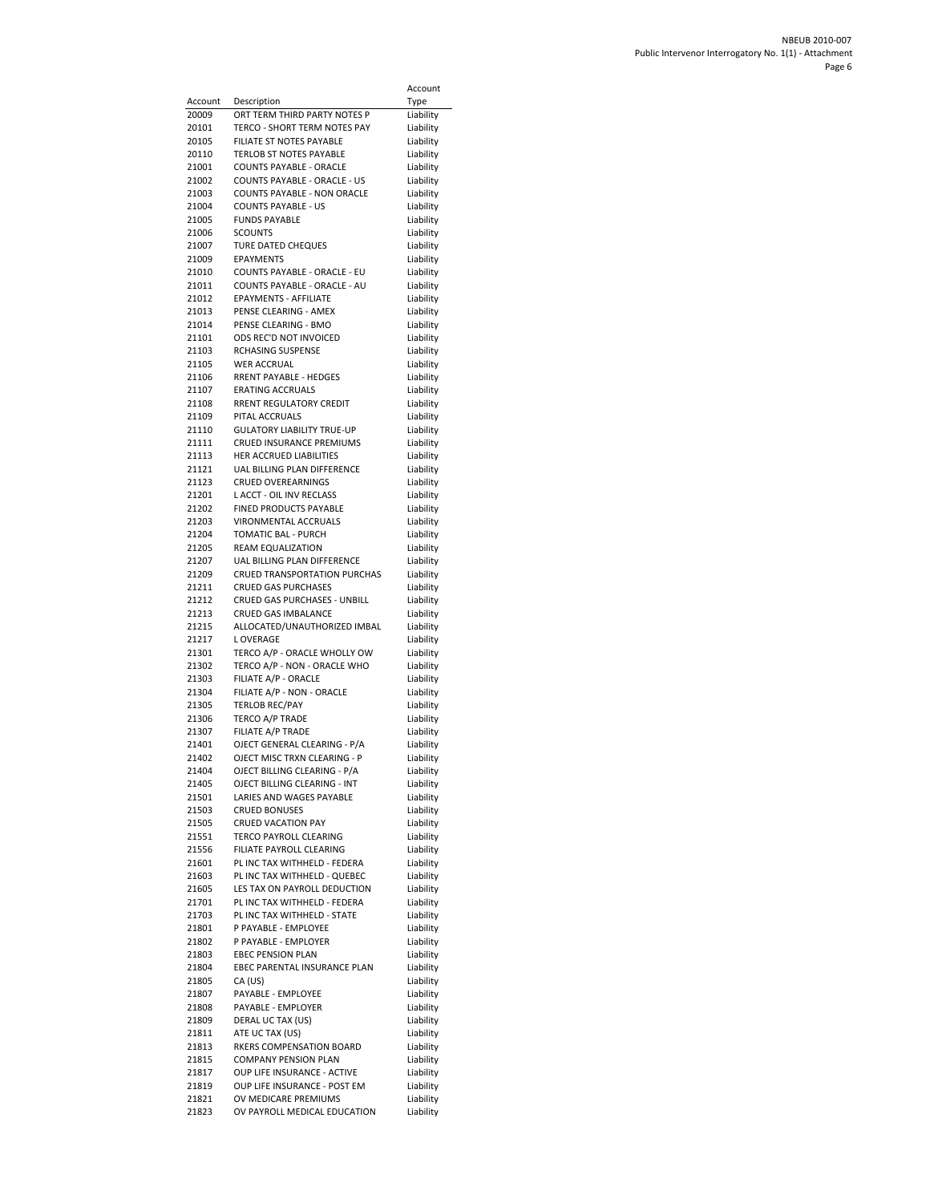| Account | Description | Account Type |
|---|---|---|
| 20009 | ORT TERM THIRD PARTY NOTES P | Liability |
| 20101 | TERCO - SHORT TERM NOTES PAY | Liability |
| 20105 | FILIATE ST NOTES PAYABLE | Liability |
| 20110 | TERLOB ST NOTES PAYABLE | Liability |
| 21001 | COUNTS PAYABLE - ORACLE | Liability |
| 21002 | COUNTS PAYABLE - ORACLE - US | Liability |
| 21003 | COUNTS PAYABLE - NON ORACLE | Liability |
| 21004 | COUNTS PAYABLE - US | Liability |
| 21005 | FUNDS PAYABLE | Liability |
| 21006 | SCOUNTS | Liability |
| 21007 | TURE DATED CHEQUES | Liability |
| 21009 | EPAYMENTS | Liability |
| 21010 | COUNTS PAYABLE - ORACLE - EU | Liability |
| 21011 | COUNTS PAYABLE - ORACLE - AU | Liability |
| 21012 | EPAYMENTS - AFFILIATE | Liability |
| 21013 | PENSE CLEARING - AMEX | Liability |
| 21014 | PENSE CLEARING - BMO | Liability |
| 21101 | ODS REC'D NOT INVOICED | Liability |
| 21103 | RCHASING SUSPENSE | Liability |
| 21105 | WER ACCRUAL | Liability |
| 21106 | RRENT PAYABLE - HEDGES | Liability |
| 21107 | ERATING ACCRUALS | Liability |
| 21108 | RRENT REGULATORY CREDIT | Liability |
| 21109 | PITAL ACCRUALS | Liability |
| 21110 | GULATORY LIABILITY TRUE-UP | Liability |
| 21111 | CRUED INSURANCE PREMIUMS | Liability |
| 21113 | HER ACCRUED LIABILITIES | Liability |
| 21121 | UAL BILLING PLAN DIFFERENCE | Liability |
| 21123 | CRUED OVEREARNINGS | Liability |
| 21201 | L ACCT - OIL INV RECLASS | Liability |
| 21202 | FINED PRODUCTS PAYABLE | Liability |
| 21203 | VIRONMENTAL ACCRUALS | Liability |
| 21204 | TOMATIC BAL - PURCH | Liability |
| 21205 | REAM EQUALIZATION | Liability |
| 21207 | UAL BILLING PLAN DIFFERENCE | Liability |
| 21209 | CRUED TRANSPORTATION PURCHAS | Liability |
| 21211 | CRUED GAS PURCHASES | Liability |
| 21212 | CRUED GAS PURCHASES - UNBILL | Liability |
| 21213 | CRUED GAS IMBALANCE | Liability |
| 21215 | ALLOCATED/UNAUTHORIZED IMBAL | Liability |
| 21217 | L OVERAGE | Liability |
| 21301 | TERCO A/P - ORACLE WHOLLY OW | Liability |
| 21302 | TERCO A/P - NON - ORACLE WHO | Liability |
| 21303 | FILIATE A/P - ORACLE | Liability |
| 21304 | FILIATE A/P - NON - ORACLE | Liability |
| 21305 | TERLOB REC/PAY | Liability |
| 21306 | TERCO A/P TRADE | Liability |
| 21307 | FILIATE A/P TRADE | Liability |
| 21401 | OJECT GENERAL CLEARING - P/A | Liability |
| 21402 | OJECT MISC TRXN CLEARING - P | Liability |
| 21404 | OJECT BILLING CLEARING - P/A | Liability |
| 21405 | OJECT BILLING CLEARING - INT | Liability |
| 21501 | LARIES AND WAGES PAYABLE | Liability |
| 21503 | CRUED BONUSES | Liability |
| 21505 | CRUED VACATION PAY | Liability |
| 21551 | TERCO PAYROLL CLEARING | Liability |
| 21556 | FILIATE PAYROLL CLEARING | Liability |
| 21601 | PL INC TAX WITHHELD - FEDERA | Liability |
| 21603 | PL INC TAX WITHHELD - QUEBEC | Liability |
| 21605 | LES TAX ON PAYROLL DEDUCTION | Liability |
| 21701 | PL INC TAX WITHHELD - FEDERA | Liability |
| 21703 | PL INC TAX WITHHELD - STATE | Liability |
| 21801 | P PAYABLE - EMPLOYEE | Liability |
| 21802 | P PAYABLE - EMPLOYER | Liability |
| 21803 | EBEC PENSION PLAN | Liability |
| 21804 | EBEC PARENTAL INSURANCE PLAN | Liability |
| 21805 | CA (US) | Liability |
| 21807 | PAYABLE - EMPLOYEE | Liability |
| 21808 | PAYABLE - EMPLOYER | Liability |
| 21809 | DERAL UC TAX (US) | Liability |
| 21811 | ATE UC TAX (US) | Liability |
| 21813 | RKERS COMPENSATION BOARD | Liability |
| 21815 | COMPANY PENSION PLAN | Liability |
| 21817 | OUP LIFE INSURANCE - ACTIVE | Liability |
| 21819 | OUP LIFE INSURANCE - POST EM | Liability |
| 21821 | OV MEDICARE PREMIUMS | Liability |
| 21823 | OV PAYROLL MEDICAL EDUCATION | Liability |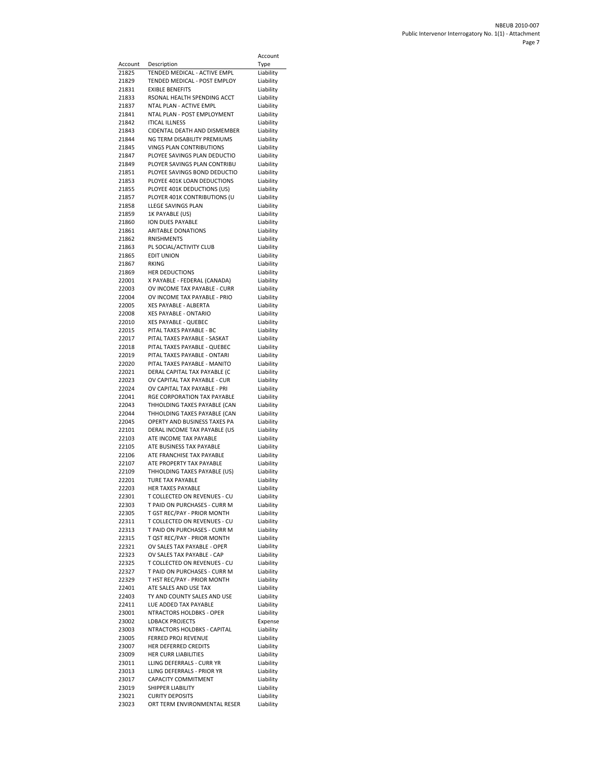| Account | Description | Account Type |
|---|---|---|
| 21825 | TENDED MEDICAL - ACTIVE EMPL | Liability |
| 21829 | TENDED MEDICAL - POST EMPLOY | Liability |
| 21831 | EXIBLE BENEFITS | Liability |
| 21833 | RSONAL HEALTH SPENDING ACCT | Liability |
| 21837 | NTAL PLAN - ACTIVE EMPL | Liability |
| 21841 | NTAL PLAN - POST EMPLOYMENT | Liability |
| 21842 | ITICAL ILLNESS | Liability |
| 21843 | CIDENTAL DEATH AND DISMEMBER | Liability |
| 21844 | NG TERM DISABILITY PREMIUMS | Liability |
| 21845 | VINGS PLAN CONTRIBUTIONS | Liability |
| 21847 | PLOYEE SAVINGS PLAN DEDUCTIO | Liability |
| 21849 | PLOYER SAVINGS PLAN CONTRIBU | Liability |
| 21851 | PLOYEE SAVINGS BOND DEDUCTIO | Liability |
| 21853 | PLOYEE 401K LOAN DEDUCTIONS | Liability |
| 21855 | PLOYEE 401K DEDUCTIONS (US) | Liability |
| 21857 | PLOYER 401K CONTRIBUTIONS (U | Liability |
| 21858 | LLEGE SAVINGS PLAN | Liability |
| 21859 | 1K PAYABLE (US) | Liability |
| 21860 | ION DUES PAYABLE | Liability |
| 21861 | ARITABLE DONATIONS | Liability |
| 21862 | RNISHMENTS | Liability |
| 21863 | PL SOCIAL/ACTIVITY CLUB | Liability |
| 21865 | EDIT UNION | Liability |
| 21867 | RKING | Liability |
| 21869 | HER DEDUCTIONS | Liability |
| 22001 | X PAYABLE - FEDERAL (CANADA) | Liability |
| 22003 | OV INCOME TAX PAYABLE - CURR | Liability |
| 22004 | OV INCOME TAX PAYABLE - PRIO | Liability |
| 22005 | XES PAYABLE - ALBERTA | Liability |
| 22008 | XES PAYABLE - ONTARIO | Liability |
| 22010 | XES PAYABLE - QUEBEC | Liability |
| 22015 | PITAL TAXES PAYABLE - BC | Liability |
| 22017 | PITAL TAXES PAYABLE - SASKAT | Liability |
| 22018 | PITAL TAXES PAYABLE - QUEBEC | Liability |
| 22019 | PITAL TAXES PAYABLE - ONTARI | Liability |
| 22020 | PITAL TAXES PAYABLE - MANITO | Liability |
| 22021 | DERAL CAPITAL TAX PAYABLE (C | Liability |
| 22023 | OV CAPITAL TAX PAYABLE - CUR | Liability |
| 22024 | OV CAPITAL TAX PAYABLE - PRI | Liability |
| 22041 | RGE CORPORATION TAX PAYABLE | Liability |
| 22043 | THHOLDING TAXES PAYABLE (CAN | Liability |
| 22044 | THHOLDING TAXES PAYABLE (CAN | Liability |
| 22045 | OPERTY AND BUSINESS TAXES PA | Liability |
| 22101 | DERAL INCOME TAX PAYABLE (US | Liability |
| 22103 | ATE INCOME TAX PAYABLE | Liability |
| 22105 | ATE BUSINESS TAX PAYABLE | Liability |
| 22106 | ATE FRANCHISE TAX PAYABLE | Liability |
| 22107 | ATE PROPERTY TAX PAYABLE | Liability |
| 22109 | THHOLDING TAXES PAYABLE (US) | Liability |
| 22201 | TURE TAX PAYABLE | Liability |
| 22203 | HER TAXES PAYABLE | Liability |
| 22301 | T COLLECTED ON REVENUES - CU | Liability |
| 22303 | T PAID ON PURCHASES - CURR M | Liability |
| 22305 | T GST REC/PAY - PRIOR MONTH | Liability |
| 22311 | T COLLECTED ON REVENUES - CU | Liability |
| 22313 | T PAID ON PURCHASES - CURR M | Liability |
| 22315 | T QST REC/PAY - PRIOR MONTH | Liability |
| 22321 | OV SALES TAX PAYABLE - OPER | Liability |
| 22323 | OV SALES TAX PAYABLE - CAP | Liability |
| 22325 | T COLLECTED ON REVENUES - CU | Liability |
| 22327 | T PAID ON PURCHASES - CURR M | Liability |
| 22329 | T HST REC/PAY - PRIOR MONTH | Liability |
| 22401 | ATE SALES AND USE TAX | Liability |
| 22403 | TY AND COUNTY SALES AND USE | Liability |
| 22411 | LUE ADDED TAX PAYABLE | Liability |
| 23001 | NTRACTORS HOLDBKS - OPER | Liability |
| 23002 | LDBACK PROJECTS | Expense |
| 23003 | NTRACTORS HOLDBKS - CAPITAL | Liability |
| 23005 | FERRED PROJ REVENUE | Liability |
| 23007 | HER DEFERRED CREDITS | Liability |
| 23009 | HER CURR LIABILITIES | Liability |
| 23011 | LLING DEFERRALS - CURR YR | Liability |
| 23013 | LLING DEFERRALS - PRIOR YR | Liability |
| 23017 | CAPACITY COMMITMENT | Liability |
| 23019 | SHIPPER LIABILITY | Liability |
| 23021 | CURITY DEPOSITS | Liability |
| 23023 | ORT TERM ENVIRONMENTAL RESER | Liability |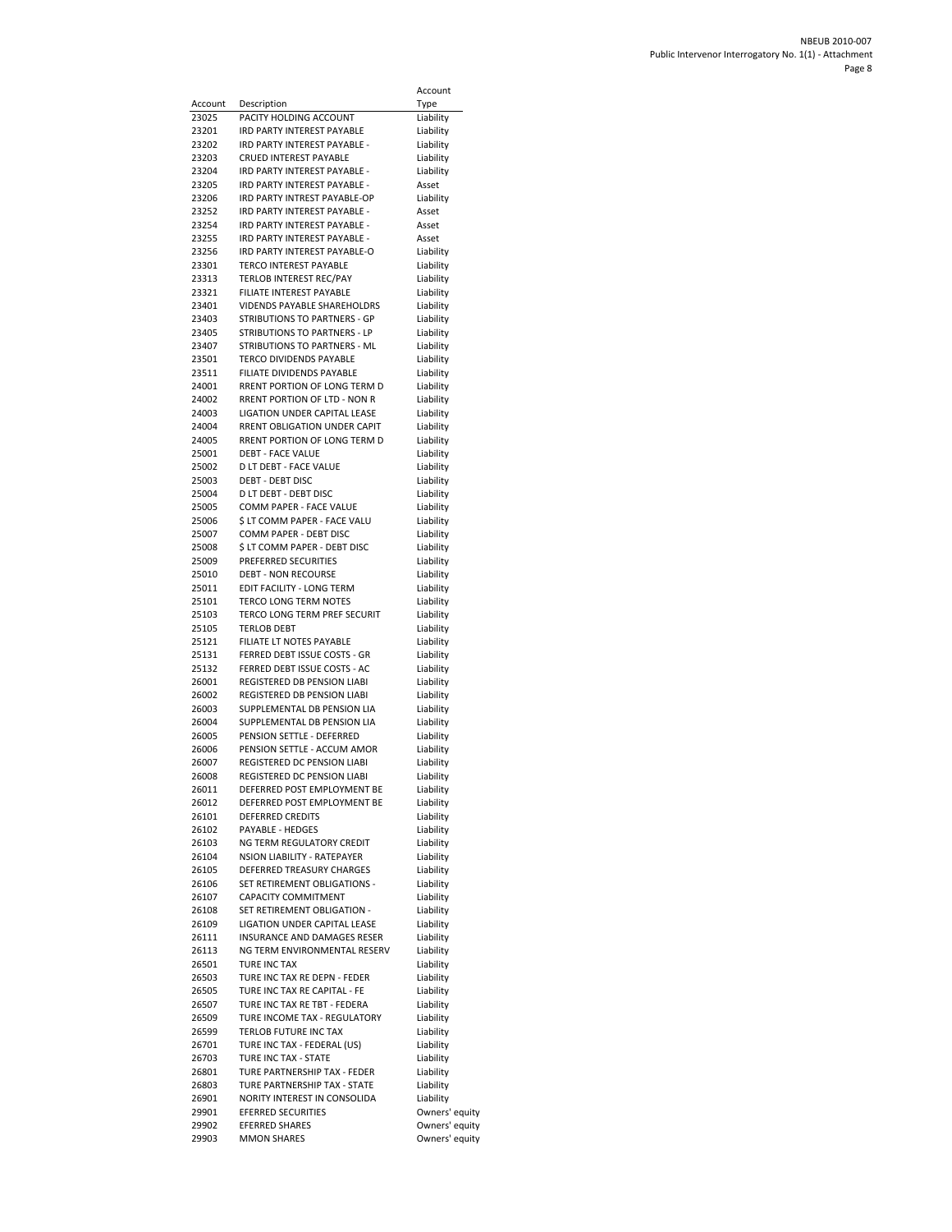| Account | Description | Account Type |
|---|---|---|
| 23025 | PACITY HOLDING ACCOUNT | Liability |
| 23201 | IRD PARTY INTEREST PAYABLE | Liability |
| 23202 | IRD PARTY INTEREST PAYABLE - | Liability |
| 23203 | CRUED INTEREST PAYABLE | Liability |
| 23204 | IRD PARTY INTEREST PAYABLE - | Liability |
| 23205 | IRD PARTY INTEREST PAYABLE - | Asset |
| 23206 | IRD PARTY INTREST PAYABLE-OP | Liability |
| 23252 | IRD PARTY INTEREST PAYABLE - | Asset |
| 23254 | IRD PARTY INTEREST PAYABLE - | Asset |
| 23255 | IRD PARTY INTEREST PAYABLE - | Asset |
| 23256 | IRD PARTY INTEREST PAYABLE-O | Liability |
| 23301 | TERCO INTEREST PAYABLE | Liability |
| 23313 | TERLOB INTEREST REC/PAY | Liability |
| 23321 | FILIATE INTEREST PAYABLE | Liability |
| 23401 | VIDENDS PAYABLE SHAREHOLDRS | Liability |
| 23403 | STRIBUTIONS TO PARTNERS - GP | Liability |
| 23405 | STRIBUTIONS TO PARTNERS - LP | Liability |
| 23407 | STRIBUTIONS TO PARTNERS - ML | Liability |
| 23501 | TERCO DIVIDENDS PAYABLE | Liability |
| 23511 | FILIATE DIVIDENDS PAYABLE | Liability |
| 24001 | RRENT PORTION OF LONG TERM D | Liability |
| 24002 | RRENT PORTION OF LTD - NON R | Liability |
| 24003 | LIGATION UNDER CAPITAL LEASE | Liability |
| 24004 | RRENT OBLIGATION UNDER CAPIT | Liability |
| 24005 | RRENT PORTION OF LONG TERM D | Liability |
| 25001 | DEBT - FACE VALUE | Liability |
| 25002 | D LT DEBT - FACE VALUE | Liability |
| 25003 | DEBT - DEBT DISC | Liability |
| 25004 | D LT DEBT - DEBT DISC | Liability |
| 25005 | COMM PAPER - FACE VALUE | Liability |
| 25006 | $ LT COMM PAPER - FACE VALU | Liability |
| 25007 | COMM PAPER - DEBT DISC | Liability |
| 25008 | $ LT COMM PAPER - DEBT DISC | Liability |
| 25009 | PREFERRED SECURITIES | Liability |
| 25010 | DEBT - NON RECOURSE | Liability |
| 25011 | EDIT FACILITY - LONG TERM | Liability |
| 25101 | TERCO LONG TERM NOTES | Liability |
| 25103 | TERCO LONG TERM PREF SECURIT | Liability |
| 25105 | TERLOB DEBT | Liability |
| 25121 | FILIATE LT NOTES PAYABLE | Liability |
| 25131 | FERRED DEBT ISSUE COSTS - GR | Liability |
| 25132 | FERRED DEBT ISSUE COSTS - AC | Liability |
| 26001 | REGISTERED DB PENSION LIABI | Liability |
| 26002 | REGISTERED DB PENSION LIABI | Liability |
| 26003 | SUPPLEMENTAL DB PENSION LIA | Liability |
| 26004 | SUPPLEMENTAL DB PENSION LIA | Liability |
| 26005 | PENSION SETTLE - DEFERRED | Liability |
| 26006 | PENSION SETTLE - ACCUM AMOR | Liability |
| 26007 | REGISTERED DC PENSION LIABI | Liability |
| 26008 | REGISTERED DC PENSION LIABI | Liability |
| 26011 | DEFERRED POST EMPLOYMENT BE | Liability |
| 26012 | DEFERRED POST EMPLOYMENT BE | Liability |
| 26101 | DEFERRED CREDITS | Liability |
| 26102 | PAYABLE - HEDGES | Liability |
| 26103 | NG TERM REGULATORY CREDIT | Liability |
| 26104 | NSION LIABILITY - RATEPAYER | Liability |
| 26105 | DEFERRED TREASURY CHARGES | Liability |
| 26106 | SET RETIREMENT OBLIGATIONS - | Liability |
| 26107 | CAPACITY COMMITMENT | Liability |
| 26108 | SET RETIREMENT OBLIGATION - | Liability |
| 26109 | LIGATION UNDER CAPITAL LEASE | Liability |
| 26111 | INSURANCE AND DAMAGES RESER | Liability |
| 26113 | NG TERM ENVIRONMENTAL RESERV | Liability |
| 26501 | TURE INC TAX | Liability |
| 26503 | TURE INC TAX RE DEPN - FEDER | Liability |
| 26505 | TURE INC TAX RE CAPITAL - FE | Liability |
| 26507 | TURE INC TAX RE TBT - FEDERA | Liability |
| 26509 | TURE INCOME TAX - REGULATORY | Liability |
| 26599 | TERLOB FUTURE INC TAX | Liability |
| 26701 | TURE INC TAX - FEDERAL (US) | Liability |
| 26703 | TURE INC TAX - STATE | Liability |
| 26801 | TURE PARTNERSHIP TAX - FEDER | Liability |
| 26803 | TURE PARTNERSHIP TAX - STATE | Liability |
| 26901 | NORITY INTEREST IN CONSOLIDA | Liability |
| 29901 | EFERRED SECURITIES | Owners' equity |
| 29902 | EFERRED SHARES | Owners' equity |
| 29903 | MMON SHARES | Owners' equity |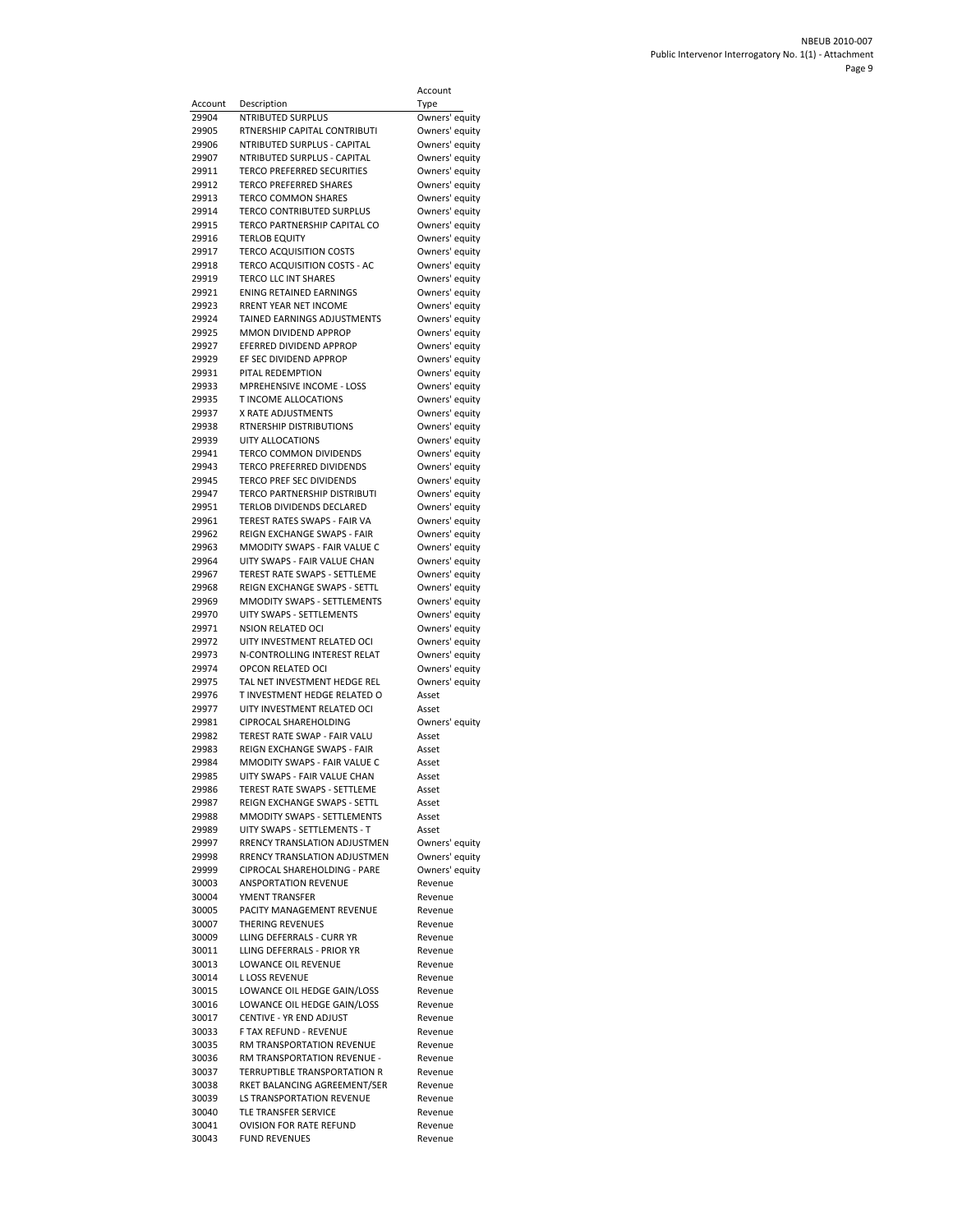| Account | Description | Account Type |
|---|---|---|
| 29904 | NTRIBUTED SURPLUS | Owners' equity |
| 29905 | RTNERSHIP CAPITAL CONTRIBUTI | Owners' equity |
| 29906 | NTRIBUTED SURPLUS - CAPITAL | Owners' equity |
| 29907 | NTRIBUTED SURPLUS - CAPITAL | Owners' equity |
| 29911 | TERCO PREFERRED SECURITIES | Owners' equity |
| 29912 | TERCO PREFERRED SHARES | Owners' equity |
| 29913 | TERCO COMMON SHARES | Owners' equity |
| 29914 | TERCO CONTRIBUTED SURPLUS | Owners' equity |
| 29915 | TERCO PARTNERSHIP CAPITAL CO | Owners' equity |
| 29916 | TERLOB EQUITY | Owners' equity |
| 29917 | TERCO ACQUISITION COSTS | Owners' equity |
| 29918 | TERCO ACQUISITION COSTS - AC | Owners' equity |
| 29919 | TERCO LLC INT SHARES | Owners' equity |
| 29921 | ENING RETAINED EARNINGS | Owners' equity |
| 29923 | RRENT YEAR NET INCOME | Owners' equity |
| 29924 | TAINED EARNINGS ADJUSTMENTS | Owners' equity |
| 29925 | MMON DIVIDEND APPROP | Owners' equity |
| 29927 | EFERRED DIVIDEND APPROP | Owners' equity |
| 29929 | EF SEC DIVIDEND APPROP | Owners' equity |
| 29931 | PITAL REDEMPTION | Owners' equity |
| 29933 | MPREHENSIVE INCOME - LOSS | Owners' equity |
| 29935 | T INCOME ALLOCATIONS | Owners' equity |
| 29937 | X RATE ADJUSTMENTS | Owners' equity |
| 29938 | RTNERSHIP DISTRIBUTIONS | Owners' equity |
| 29939 | UITY ALLOCATIONS | Owners' equity |
| 29941 | TERCO COMMON DIVIDENDS | Owners' equity |
| 29943 | TERCO PREFERRED DIVIDENDS | Owners' equity |
| 29945 | TERCO PREF SEC DIVIDENDS | Owners' equity |
| 29947 | TERCO PARTNERSHIP DISTRIBUTI | Owners' equity |
| 29951 | TERLOB DIVIDENDS DECLARED | Owners' equity |
| 29961 | TEREST RATES SWAPS - FAIR VA | Owners' equity |
| 29962 | REIGN EXCHANGE SWAPS - FAIR | Owners' equity |
| 29963 | MMODITY SWAPS - FAIR VALUE C | Owners' equity |
| 29964 | UITY SWAPS - FAIR VALUE CHAN | Owners' equity |
| 29967 | TEREST RATE SWAPS - SETTLEME | Owners' equity |
| 29968 | REIGN EXCHANGE SWAPS - SETTL | Owners' equity |
| 29969 | MMODITY SWAPS - SETTLEMENTS | Owners' equity |
| 29970 | UITY SWAPS - SETTLEMENTS | Owners' equity |
| 29971 | NSION RELATED OCI | Owners' equity |
| 29972 | UITY INVESTMENT RELATED OCI | Owners' equity |
| 29973 | N-CONTROLLING INTEREST RELAT | Owners' equity |
| 29974 | OPCON RELATED OCI | Owners' equity |
| 29975 | TAL NET INVESTMENT HEDGE REL | Owners' equity |
| 29976 | T INVESTMENT HEDGE RELATED O | Asset |
| 29977 | UITY INVESTMENT RELATED OCI | Asset |
| 29981 | CIPROCAL SHAREHOLDING | Owners' equity |
| 29982 | TEREST RATE SWAP - FAIR VALU | Asset |
| 29983 | REIGN EXCHANGE SWAPS - FAIR | Asset |
| 29984 | MMODITY SWAPS - FAIR VALUE C | Asset |
| 29985 | UITY SWAPS - FAIR VALUE CHAN | Asset |
| 29986 | TEREST RATE SWAPS - SETTLEME | Asset |
| 29987 | REIGN EXCHANGE SWAPS - SETTL | Asset |
| 29988 | MMODITY SWAPS - SETTLEMENTS | Asset |
| 29989 | UITY SWAPS - SETTLEMENTS - T | Asset |
| 29997 | RRENCY TRANSLATION ADJUSTMEN | Owners' equity |
| 29998 | RRENCY TRANSLATION ADJUSTMEN | Owners' equity |
| 29999 | CIPROCAL SHAREHOLDING - PARE | Owners' equity |
| 30003 | ANSPORTATION REVENUE | Revenue |
| 30004 | YMENT TRANSFER | Revenue |
| 30005 | PACITY MANAGEMENT REVENUE | Revenue |
| 30007 | THERING REVENUES | Revenue |
| 30009 | LLING DEFERRALS - CURR YR | Revenue |
| 30011 | LLING DEFERRALS - PRIOR YR | Revenue |
| 30013 | LOWANCE OIL REVENUE | Revenue |
| 30014 | L LOSS REVENUE | Revenue |
| 30015 | LOWANCE OIL HEDGE GAIN/LOSS | Revenue |
| 30016 | LOWANCE OIL HEDGE GAIN/LOSS | Revenue |
| 30017 | CENTIVE - YR END ADJUST | Revenue |
| 30033 | F TAX REFUND - REVENUE | Revenue |
| 30035 | RM TRANSPORTATION REVENUE | Revenue |
| 30036 | RM TRANSPORTATION REVENUE - | Revenue |
| 30037 | TERRUPTIBLE TRANSPORTATION R | Revenue |
| 30038 | RKET BALANCING AGREEMENT/SER | Revenue |
| 30039 | LS TRANSPORTATION REVENUE | Revenue |
| 30040 | TLE TRANSFER SERVICE | Revenue |
| 30041 | OVISION FOR RATE REFUND | Revenue |
| 30043 | FUND REVENUES | Revenue |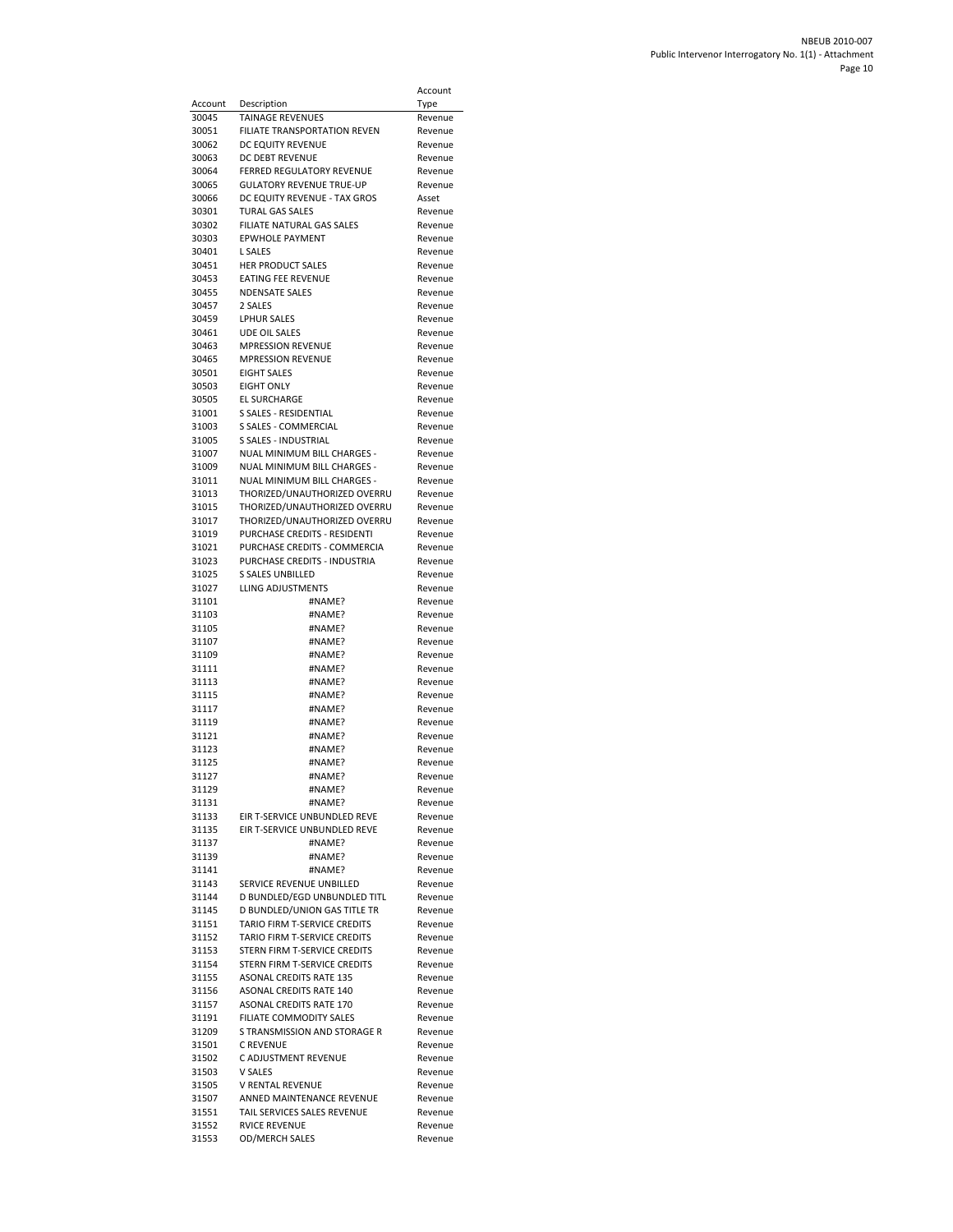| Account | Description | Account Type |
|---|---|---|
| 30045 | TAINAGE REVENUES | Revenue |
| 30051 | FILIATE TRANSPORTATION REVEN | Revenue |
| 30062 | DC EQUITY REVENUE | Revenue |
| 30063 | DC DEBT REVENUE | Revenue |
| 30064 | FERRED REGULATORY REVENUE | Revenue |
| 30065 | GULATORY REVENUE TRUE-UP | Revenue |
| 30066 | DC EQUITY REVENUE - TAX GROS | Asset |
| 30301 | TURAL GAS SALES | Revenue |
| 30302 | FILIATE NATURAL GAS SALES | Revenue |
| 30303 | EPWHOLE PAYMENT | Revenue |
| 30401 | L SALES | Revenue |
| 30451 | HER PRODUCT SALES | Revenue |
| 30453 | EATING FEE REVENUE | Revenue |
| 30455 | NDENSATE SALES | Revenue |
| 30457 | 2 SALES | Revenue |
| 30459 | LPHUR SALES | Revenue |
| 30461 | UDE OIL SALES | Revenue |
| 30463 | MPRESSION REVENUE | Revenue |
| 30465 | MPRESSION REVENUE | Revenue |
| 30501 | EIGHT SALES | Revenue |
| 30503 | EIGHT ONLY | Revenue |
| 30505 | EL SURCHARGE | Revenue |
| 31001 | S SALES - RESIDENTIAL | Revenue |
| 31003 | S SALES - COMMERCIAL | Revenue |
| 31005 | S SALES - INDUSTRIAL | Revenue |
| 31007 | NUAL MINIMUM BILL CHARGES - | Revenue |
| 31009 | NUAL MINIMUM BILL CHARGES - | Revenue |
| 31011 | NUAL MINIMUM BILL CHARGES - | Revenue |
| 31013 | THORIZED/UNAUTHORIZED OVERRU | Revenue |
| 31015 | THORIZED/UNAUTHORIZED OVERRU | Revenue |
| 31017 | THORIZED/UNAUTHORIZED OVERRU | Revenue |
| 31019 | PURCHASE CREDITS - RESIDENTI | Revenue |
| 31021 | PURCHASE CREDITS - COMMERCIA | Revenue |
| 31023 | PURCHASE CREDITS - INDUSTRIA | Revenue |
| 31025 | S SALES UNBILLED | Revenue |
| 31027 | LLING ADJUSTMENTS | Revenue |
| 31101 | #NAME? | Revenue |
| 31103 | #NAME? | Revenue |
| 31105 | #NAME? | Revenue |
| 31107 | #NAME? | Revenue |
| 31109 | #NAME? | Revenue |
| 31111 | #NAME? | Revenue |
| 31113 | #NAME? | Revenue |
| 31115 | #NAME? | Revenue |
| 31117 | #NAME? | Revenue |
| 31119 | #NAME? | Revenue |
| 31121 | #NAME? | Revenue |
| 31123 | #NAME? | Revenue |
| 31125 | #NAME? | Revenue |
| 31127 | #NAME? | Revenue |
| 31129 | #NAME? | Revenue |
| 31131 | #NAME? | Revenue |
| 31133 | EIR T-SERVICE UNBUNDLED REVE | Revenue |
| 31135 | EIR T-SERVICE UNBUNDLED REVE | Revenue |
| 31137 | #NAME? | Revenue |
| 31139 | #NAME? | Revenue |
| 31141 | #NAME? | Revenue |
| 31143 | SERVICE REVENUE UNBILLED | Revenue |
| 31144 | D BUNDLED/EGD UNBUNDLED TITL | Revenue |
| 31145 | D BUNDLED/UNION GAS TITLE TR | Revenue |
| 31151 | TARIO FIRM T-SERVICE CREDITS | Revenue |
| 31152 | TARIO FIRM T-SERVICE CREDITS | Revenue |
| 31153 | STERN FIRM T-SERVICE CREDITS | Revenue |
| 31154 | STERN FIRM T-SERVICE CREDITS | Revenue |
| 31155 | ASONAL CREDITS RATE 135 | Revenue |
| 31156 | ASONAL CREDITS RATE 140 | Revenue |
| 31157 | ASONAL CREDITS RATE 170 | Revenue |
| 31191 | FILIATE COMMODITY SALES | Revenue |
| 31209 | S TRANSMISSION AND STORAGE R | Revenue |
| 31501 | C REVENUE | Revenue |
| 31502 | C ADJUSTMENT REVENUE | Revenue |
| 31503 | V SALES | Revenue |
| 31505 | V RENTAL REVENUE | Revenue |
| 31507 | ANNED MAINTENANCE REVENUE | Revenue |
| 31551 | TAIL SERVICES SALES REVENUE | Revenue |
| 31552 | RVICE REVENUE | Revenue |
| 31553 | OD/MERCH SALES | Revenue |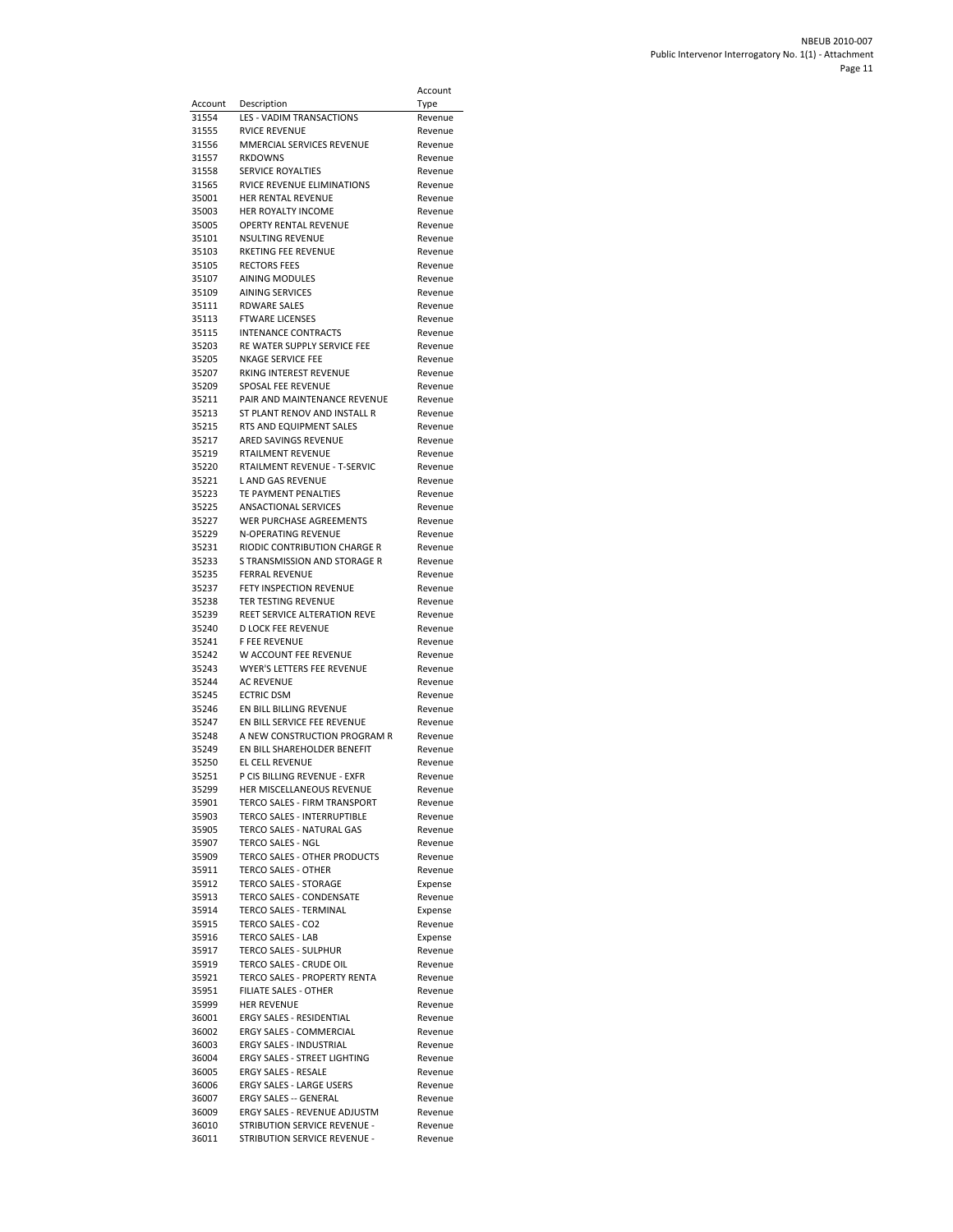| Account | Description | Account Type |
|---|---|---|
| 31554 | LES - VADIM TRANSACTIONS | Revenue |
| 31555 | RVICE REVENUE | Revenue |
| 31556 | MMERCIAL SERVICES REVENUE | Revenue |
| 31557 | RKDOWNS | Revenue |
| 31558 | SERVICE ROYALTIES | Revenue |
| 31565 | RVICE REVENUE ELIMINATIONS | Revenue |
| 35001 | HER RENTAL REVENUE | Revenue |
| 35003 | HER ROYALTY INCOME | Revenue |
| 35005 | OPERTY RENTAL REVENUE | Revenue |
| 35101 | NSULTING REVENUE | Revenue |
| 35103 | RKETING FEE REVENUE | Revenue |
| 35105 | RECTORS FEES | Revenue |
| 35107 | AINING MODULES | Revenue |
| 35109 | AINING SERVICES | Revenue |
| 35111 | RDWARE SALES | Revenue |
| 35113 | FTWARE LICENSES | Revenue |
| 35115 | INTENANCE CONTRACTS | Revenue |
| 35203 | RE WATER SUPPLY SERVICE FEE | Revenue |
| 35205 | NKAGE SERVICE FEE | Revenue |
| 35207 | RKING INTEREST REVENUE | Revenue |
| 35209 | SPOSAL FEE REVENUE | Revenue |
| 35211 | PAIR AND MAINTENANCE REVENUE | Revenue |
| 35213 | ST PLANT RENOV AND INSTALL R | Revenue |
| 35215 | RTS AND EQUIPMENT SALES | Revenue |
| 35217 | ARED SAVINGS REVENUE | Revenue |
| 35219 | RTAILMENT REVENUE | Revenue |
| 35220 | RTAILMENT REVENUE - T-SERVIC | Revenue |
| 35221 | L AND GAS REVENUE | Revenue |
| 35223 | TE PAYMENT PENALTIES | Revenue |
| 35225 | ANSACTIONAL SERVICES | Revenue |
| 35227 | WER PURCHASE AGREEMENTS | Revenue |
| 35229 | N-OPERATING REVENUE | Revenue |
| 35231 | RIODIC CONTRIBUTION CHARGE R | Revenue |
| 35233 | S TRANSMISSION AND STORAGE R | Revenue |
| 35235 | FERRAL REVENUE | Revenue |
| 35237 | FETY INSPECTION REVENUE | Revenue |
| 35238 | TER TESTING REVENUE | Revenue |
| 35239 | REET SERVICE ALTERATION REVE | Revenue |
| 35240 | D LOCK FEE REVENUE | Revenue |
| 35241 | F FEE REVENUE | Revenue |
| 35242 | W ACCOUNT FEE REVENUE | Revenue |
| 35243 | WYER'S LETTERS FEE REVENUE | Revenue |
| 35244 | AC REVENUE | Revenue |
| 35245 | ECTRIC DSM | Revenue |
| 35246 | EN BILL BILLING REVENUE | Revenue |
| 35247 | EN BILL SERVICE FEE REVENUE | Revenue |
| 35248 | A NEW CONSTRUCTION PROGRAM R | Revenue |
| 35249 | EN BILL SHAREHOLDER BENEFIT | Revenue |
| 35250 | EL CELL REVENUE | Revenue |
| 35251 | P CIS BILLING REVENUE - EXFR | Revenue |
| 35299 | HER MISCELLANEOUS REVENUE | Revenue |
| 35901 | TERCO SALES - FIRM TRANSPORT | Revenue |
| 35903 | TERCO SALES - INTERRUPTIBLE | Revenue |
| 35905 | TERCO SALES - NATURAL GAS | Revenue |
| 35907 | TERCO SALES - NGL | Revenue |
| 35909 | TERCO SALES - OTHER PRODUCTS | Revenue |
| 35911 | TERCO SALES - OTHER | Revenue |
| 35912 | TERCO SALES - STORAGE | Expense |
| 35913 | TERCO SALES - CONDENSATE | Revenue |
| 35914 | TERCO SALES - TERMINAL | Expense |
| 35915 | TERCO SALES - CO2 | Revenue |
| 35916 | TERCO SALES - LAB | Expense |
| 35917 | TERCO SALES - SULPHUR | Revenue |
| 35919 | TERCO SALES - CRUDE OIL | Revenue |
| 35921 | TERCO SALES - PROPERTY RENTA | Revenue |
| 35951 | FILIATE SALES - OTHER | Revenue |
| 35999 | HER REVENUE | Revenue |
| 36001 | ERGY SALES - RESIDENTIAL | Revenue |
| 36002 | ERGY SALES - COMMERCIAL | Revenue |
| 36003 | ERGY SALES - INDUSTRIAL | Revenue |
| 36004 | ERGY SALES - STREET LIGHTING | Revenue |
| 36005 | ERGY SALES - RESALE | Revenue |
| 36006 | ERGY SALES - LARGE USERS | Revenue |
| 36007 | ERGY SALES -- GENERAL | Revenue |
| 36009 | ERGY SALES - REVENUE ADJUSTM | Revenue |
| 36010 | STRIBUTION SERVICE REVENUE - | Revenue |
| 36011 | STRIBUTION SERVICE REVENUE - | Revenue |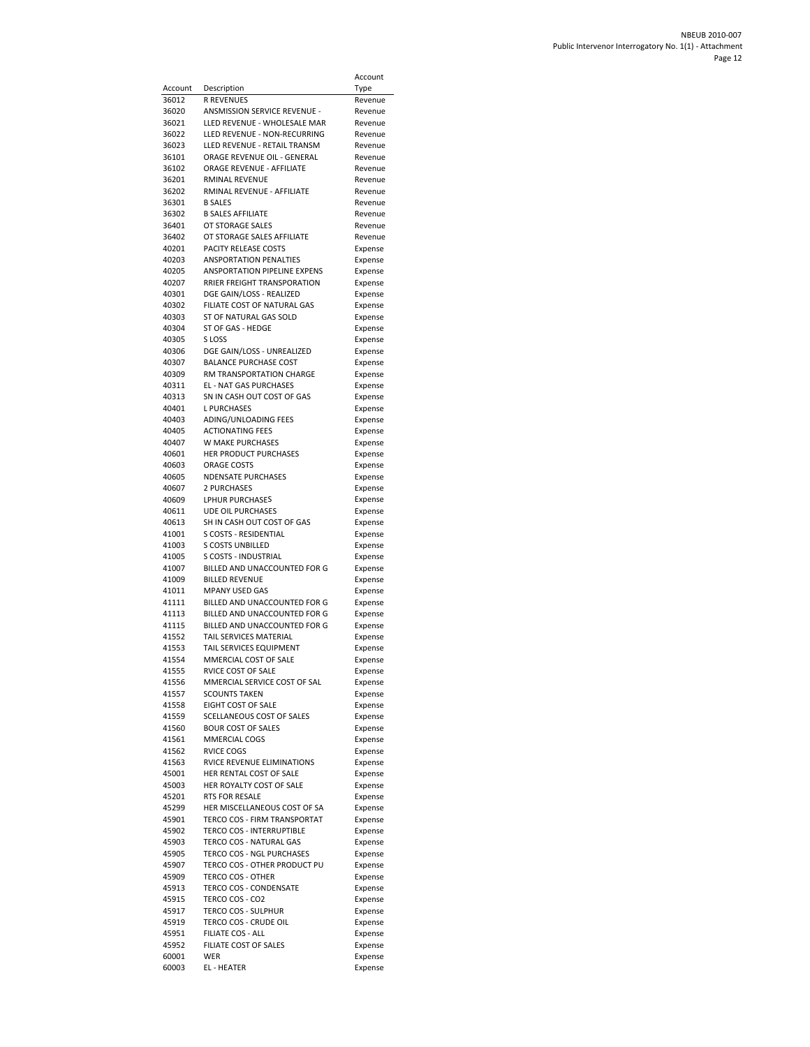| Account | Description | Account Type |
|---|---|---|
| 36012 | R REVENUES | Revenue |
| 36020 | ANSMISSION SERVICE REVENUE - | Revenue |
| 36021 | LLED REVENUE - WHOLESALE MAR | Revenue |
| 36022 | LLED REVENUE - NON-RECURRING | Revenue |
| 36023 | LLED REVENUE - RETAIL TRANSM | Revenue |
| 36101 | ORAGE REVENUE OIL - GENERAL | Revenue |
| 36102 | ORAGE REVENUE - AFFILIATE | Revenue |
| 36201 | RMINAL REVENUE | Revenue |
| 36202 | RMINAL REVENUE - AFFILIATE | Revenue |
| 36301 | B SALES | Revenue |
| 36302 | B SALES AFFILIATE | Revenue |
| 36401 | OT STORAGE SALES | Revenue |
| 36402 | OT STORAGE SALES AFFILIATE | Revenue |
| 40201 | PACITY RELEASE COSTS | Expense |
| 40203 | ANSPORTATION PENALTIES | Expense |
| 40205 | ANSPORTATION PIPELINE EXPENS | Expense |
| 40207 | RRIER FREIGHT TRANSPORATION | Expense |
| 40301 | DGE GAIN/LOSS - REALIZED | Expense |
| 40302 | FILIATE COST OF NATURAL GAS | Expense |
| 40303 | ST OF NATURAL GAS SOLD | Expense |
| 40304 | ST OF GAS - HEDGE | Expense |
| 40305 | S LOSS | Expense |
| 40306 | DGE GAIN/LOSS - UNREALIZED | Expense |
| 40307 | BALANCE PURCHASE COST | Expense |
| 40309 | RM TRANSPORTATION CHARGE | Expense |
| 40311 | EL - NAT GAS PURCHASES | Expense |
| 40313 | SN IN CASH OUT COST OF GAS | Expense |
| 40401 | L PURCHASES | Expense |
| 40403 | ADING/UNLOADING FEES | Expense |
| 40405 | ACTIONATING FEES | Expense |
| 40407 | W MAKE PURCHASES | Expense |
| 40601 | HER PRODUCT PURCHASES | Expense |
| 40603 | ORAGE COSTS | Expense |
| 40605 | NDENSATE PURCHASES | Expense |
| 40607 | 2 PURCHASES | Expense |
| 40609 | LPHUR PURCHASES | Expense |
| 40611 | UDE OIL PURCHASES | Expense |
| 40613 | SH IN CASH OUT COST OF GAS | Expense |
| 41001 | S COSTS - RESIDENTIAL | Expense |
| 41003 | S COSTS UNBILLED | Expense |
| 41005 | S COSTS - INDUSTRIAL | Expense |
| 41007 | BILLED AND UNACCOUNTED FOR G | Expense |
| 41009 | BILLED REVENUE | Expense |
| 41011 | MPANY USED GAS | Expense |
| 41111 | BILLED AND UNACCOUNTED FOR G | Expense |
| 41113 | BILLED AND UNACCOUNTED FOR G | Expense |
| 41115 | BILLED AND UNACCOUNTED FOR G | Expense |
| 41552 | TAIL SERVICES MATERIAL | Expense |
| 41553 | TAIL SERVICES EQUIPMENT | Expense |
| 41554 | MMERCIAL COST OF SALE | Expense |
| 41555 | RVICE COST OF SALE | Expense |
| 41556 | MMERCIAL SERVICE COST OF SAL | Expense |
| 41557 | SCOUNTS TAKEN | Expense |
| 41558 | EIGHT COST OF SALE | Expense |
| 41559 | SCELLANEOUS COST OF SALES | Expense |
| 41560 | BOUR COST OF SALES | Expense |
| 41561 | MMERCIAL COGS | Expense |
| 41562 | RVICE COGS | Expense |
| 41563 | RVICE REVENUE ELIMINATIONS | Expense |
| 45001 | HER RENTAL COST OF SALE | Expense |
| 45003 | HER ROYALTY COST OF SALE | Expense |
| 45201 | RTS FOR RESALE | Expense |
| 45299 | HER MISCELLANEOUS COST OF SA | Expense |
| 45901 | TERCO COS - FIRM TRANSPORTAT | Expense |
| 45902 | TERCO COS - INTERRUPTIBLE | Expense |
| 45903 | TERCO COS - NATURAL GAS | Expense |
| 45905 | TERCO COS - NGL PURCHASES | Expense |
| 45907 | TERCO COS - OTHER PRODUCT PU | Expense |
| 45909 | TERCO COS - OTHER | Expense |
| 45913 | TERCO COS - CONDENSATE | Expense |
| 45915 | TERCO COS - CO2 | Expense |
| 45917 | TERCO COS - SULPHUR | Expense |
| 45919 | TERCO COS - CRUDE OIL | Expense |
| 45951 | FILIATE COS - ALL | Expense |
| 45952 | FILIATE COST OF SALES | Expense |
| 60001 | WER | Expense |
| 60003 | EL - HEATER | Expense |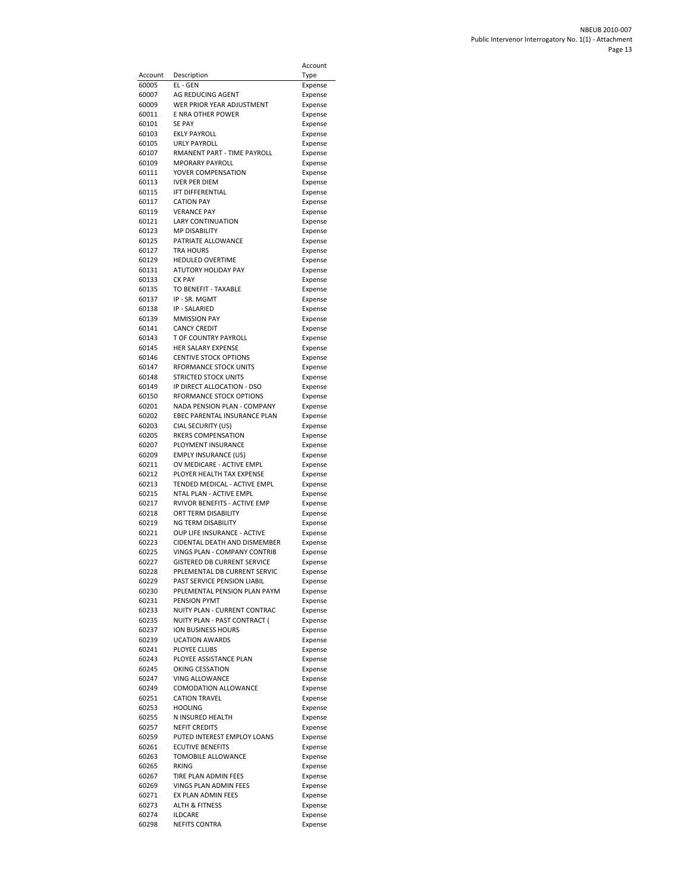| Account | Description | Account Type |
| --- | --- | --- |
| 60005 | EL - GEN | Expense |
| 60007 | AG REDUCING AGENT | Expense |
| 60009 | WER PRIOR YEAR ADJUSTMENT | Expense |
| 60011 | E NRA OTHER POWER | Expense |
| 60101 | SE PAY | Expense |
| 60103 | EKLY PAYROLL | Expense |
| 60105 | URLY PAYROLL | Expense |
| 60107 | RMANENT PART - TIME PAYROLL | Expense |
| 60109 | MPORARY PAYROLL | Expense |
| 60111 | YOVER COMPENSATION | Expense |
| 60113 | IVER PER DIEM | Expense |
| 60115 | IFT DIFFERENTIAL | Expense |
| 60117 | CATION PAY | Expense |
| 60119 | VERANCE PAY | Expense |
| 60121 | LARY CONTINUATION | Expense |
| 60123 | MP DISABILITY | Expense |
| 60125 | PATRIATE ALLOWANCE | Expense |
| 60127 | TRA HOURS | Expense |
| 60129 | HEDULED OVERTIME | Expense |
| 60131 | ATUTORY HOLIDAY PAY | Expense |
| 60133 | CK PAY | Expense |
| 60135 | TO BENEFIT - TAXABLE | Expense |
| 60137 | IP - SR. MGMT | Expense |
| 60138 | IP - SALARIED | Expense |
| 60139 | MMISSION PAY | Expense |
| 60141 | CANCY CREDIT | Expense |
| 60143 | T OF COUNTRY PAYROLL | Expense |
| 60145 | HER SALARY EXPENSE | Expense |
| 60146 | CENTIVE STOCK OPTIONS | Expense |
| 60147 | RFORMANCE STOCK UNITS | Expense |
| 60148 | STRICTED STOCK UNITS | Expense |
| 60149 | IP DIRECT ALLOCATION - DSO | Expense |
| 60150 | RFORMANCE STOCK OPTIONS | Expense |
| 60201 | NADA PENSION PLAN - COMPANY | Expense |
| 60202 | EBEC PARENTAL INSURANCE PLAN | Expense |
| 60203 | CIAL SECURITY (US) | Expense |
| 60205 | RKERS COMPENSATION | Expense |
| 60207 | PLOYMENT INSURANCE | Expense |
| 60209 | EMPLY INSURANCE (US) | Expense |
| 60211 | OV MEDICARE - ACTIVE EMPL | Expense |
| 60212 | PLOYER HEALTH TAX EXPENSE | Expense |
| 60213 | TENDED MEDICAL - ACTIVE EMPL | Expense |
| 60215 | NTAL PLAN - ACTIVE EMPL | Expense |
| 60217 | RVIVOR BENEFITS - ACTIVE EMP | Expense |
| 60218 | ORT TERM DISABILITY | Expense |
| 60219 | NG TERM DISABILITY | Expense |
| 60221 | OUP LIFE INSURANCE - ACTIVE | Expense |
| 60223 | CIDENTAL DEATH AND DISMEMBER | Expense |
| 60225 | VINGS PLAN - COMPANY CONTRIB | Expense |
| 60227 | GISTERED DB CURRENT SERVICE | Expense |
| 60228 | PPLEMENTAL DB CURRENT SERVIC | Expense |
| 60229 | PAST SERVICE PENSION LIABIL | Expense |
| 60230 | PPLEMENTAL PENSION PLAN PAYM | Expense |
| 60231 | PENSION PYMT | Expense |
| 60233 | NUITY PLAN - CURRENT CONTRAC | Expense |
| 60235 | NUITY PLAN - PAST CONTRACT ( | Expense |
| 60237 | ION BUSINESS HOURS | Expense |
| 60239 | UCATION AWARDS | Expense |
| 60241 | PLOYEE CLUBS | Expense |
| 60243 | PLOYEE ASSISTANCE PLAN | Expense |
| 60245 | OKING CESSATION | Expense |
| 60247 | VING ALLOWANCE | Expense |
| 60249 | COMODATION ALLOWANCE | Expense |
| 60251 | CATION TRAVEL | Expense |
| 60253 | HOOLING | Expense |
| 60255 | N INSURED HEALTH | Expense |
| 60257 | NEFIT CREDITS | Expense |
| 60259 | PUTED INTEREST EMPLOY LOANS | Expense |
| 60261 | ECUTIVE BENEFITS | Expense |
| 60263 | TOMOBILE ALLOWANCE | Expense |
| 60265 | RKING | Expense |
| 60267 | TIRE PLAN ADMIN FEES | Expense |
| 60269 | VINGS PLAN ADMIN FEES | Expense |
| 60271 | EX PLAN ADMIN FEES | Expense |
| 60273 | ALTH & FITNESS | Expense |
| 60274 | ILDCARE | Expense |
| 60298 | NEFITS CONTRA | Expense |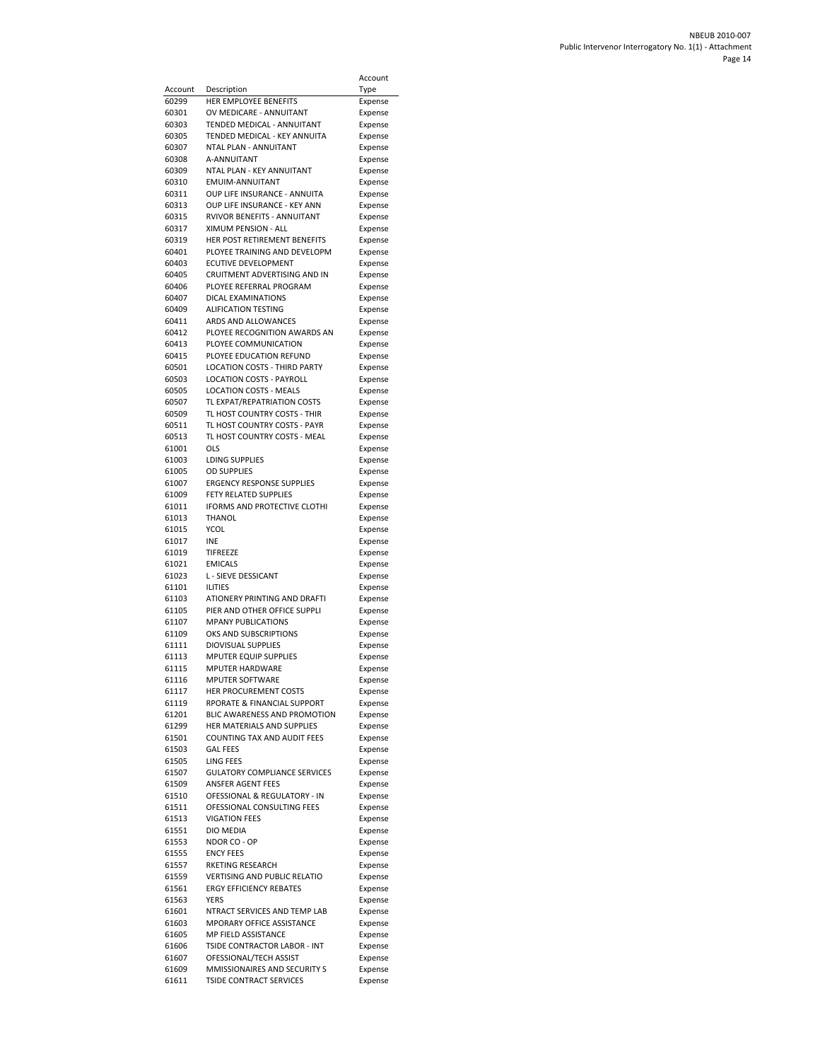| Account | Description | Account Type |
|---|---|---|
| 60299 | HER EMPLOYEE BENEFITS | Expense |
| 60301 | OV MEDICARE - ANNUITANT | Expense |
| 60303 | TENDED MEDICAL - ANNUITANT | Expense |
| 60305 | TENDED MEDICAL - KEY ANNUITA | Expense |
| 60307 | NTAL PLAN - ANNUITANT | Expense |
| 60308 | A-ANNUITANT | Expense |
| 60309 | NTAL PLAN - KEY ANNUITANT | Expense |
| 60310 | EMUIM-ANNUITANT | Expense |
| 60311 | OUP LIFE INSURANCE - ANNUITA | Expense |
| 60313 | OUP LIFE INSURANCE - KEY ANN | Expense |
| 60315 | RVIVOR BENEFITS - ANNUITANT | Expense |
| 60317 | XIMUM PENSION - ALL | Expense |
| 60319 | HER POST RETIREMENT BENEFITS | Expense |
| 60401 | PLOYEE TRAINING AND DEVELOPM | Expense |
| 60403 | ECUTIVE DEVELOPMENT | Expense |
| 60405 | CRUITMENT ADVERTISING AND IN | Expense |
| 60406 | PLOYEE REFERRAL PROGRAM | Expense |
| 60407 | DICAL EXAMINATIONS | Expense |
| 60409 | ALIFICATION TESTING | Expense |
| 60411 | ARDS AND ALLOWANCES | Expense |
| 60412 | PLOYEE RECOGNITION AWARDS AN | Expense |
| 60413 | PLOYEE COMMUNICATION | Expense |
| 60415 | PLOYEE EDUCATION REFUND | Expense |
| 60501 | LOCATION COSTS - THIRD PARTY | Expense |
| 60503 | LOCATION COSTS - PAYROLL | Expense |
| 60505 | LOCATION COSTS - MEALS | Expense |
| 60507 | TL EXPAT/REPATRIATION COSTS | Expense |
| 60509 | TL HOST COUNTRY COSTS - THIR | Expense |
| 60511 | TL HOST COUNTRY COSTS - PAYR | Expense |
| 60513 | TL HOST COUNTRY COSTS - MEAL | Expense |
| 61001 | OLS | Expense |
| 61003 | LDING SUPPLIES | Expense |
| 61005 | OD SUPPLIES | Expense |
| 61007 | ERGENCY RESPONSE SUPPLIES | Expense |
| 61009 | FETY RELATED SUPPLIES | Expense |
| 61011 | IFORMS AND PROTECTIVE CLOTHI | Expense |
| 61013 | THANOL | Expense |
| 61015 | YCOL | Expense |
| 61017 | INE | Expense |
| 61019 | TIFREEZE | Expense |
| 61021 | EMICALS | Expense |
| 61023 | L - SIEVE DESSICANT | Expense |
| 61101 | ILITIES | Expense |
| 61103 | ATIONERY PRINTING AND DRAFTI | Expense |
| 61105 | PIER AND OTHER OFFICE SUPPLI | Expense |
| 61107 | MPANY PUBLICATIONS | Expense |
| 61109 | OKS AND SUBSCRIPTIONS | Expense |
| 61111 | DIOVISUAL SUPPLIES | Expense |
| 61113 | MPUTER EQUIP SUPPLIES | Expense |
| 61115 | MPUTER HARDWARE | Expense |
| 61116 | MPUTER SOFTWARE | Expense |
| 61117 | HER PROCUREMENT COSTS | Expense |
| 61119 | RPORATE & FINANCIAL SUPPORT | Expense |
| 61201 | BLIC AWARENESS AND PROMOTION | Expense |
| 61299 | HER MATERIALS AND SUPPLIES | Expense |
| 61501 | COUNTING TAX AND AUDIT FEES | Expense |
| 61503 | GAL FEES | Expense |
| 61505 | LING FEES | Expense |
| 61507 | GULATORY COMPLIANCE SERVICES | Expense |
| 61509 | ANSFER AGENT FEES | Expense |
| 61510 | OFESSIONAL & REGULATORY - IN | Expense |
| 61511 | OFESSIONAL CONSULTING FEES | Expense |
| 61513 | VIGATION FEES | Expense |
| 61551 | DIO MEDIA | Expense |
| 61553 | NDOR CO - OP | Expense |
| 61555 | ENCY FEES | Expense |
| 61557 | RKETING RESEARCH | Expense |
| 61559 | VERTISING AND PUBLIC RELATIO | Expense |
| 61561 | ERGY EFFICIENCY REBATES | Expense |
| 61563 | YERS | Expense |
| 61601 | NTRACT SERVICES AND TEMP LAB | Expense |
| 61603 | MPORARY OFFICE ASSISTANCE | Expense |
| 61605 | MP FIELD ASSISTANCE | Expense |
| 61606 | TSIDE CONTRACTOR LABOR - INT | Expense |
| 61607 | OFESSIONAL/TECH ASSIST | Expense |
| 61609 | MMISSIONAIRES AND SECURITY S | Expense |
| 61611 | TSIDE CONTRACT SERVICES | Expense |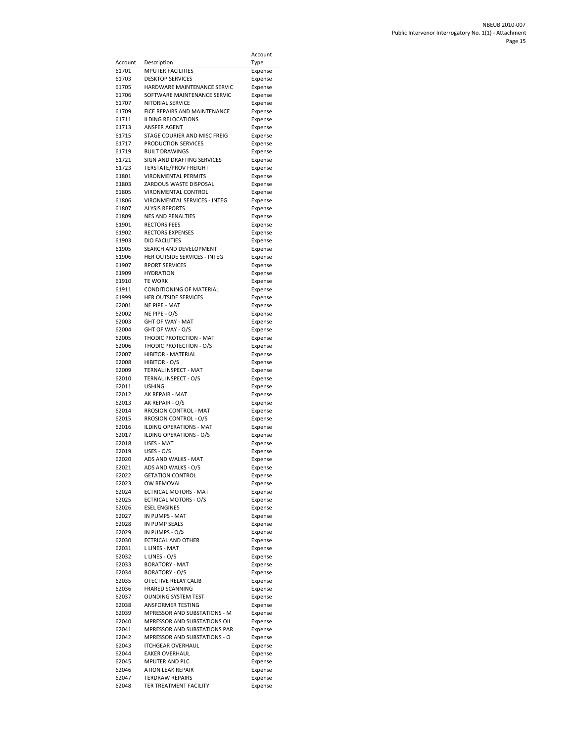| Account | Description | Account Type |
|---|---|---|
| 61701 | MPUTER FACILITIES | Expense |
| 61703 | DESKTOP SERVICES | Expense |
| 61705 | HARDWARE MAINTENANCE SERVIC | Expense |
| 61706 | SOFTWARE MAINTENANCE SERVIC | Expense |
| 61707 | NITORIAL SERVICE | Expense |
| 61709 | FICE REPAIRS AND MAINTENANCE | Expense |
| 61711 | ILDING RELOCATIONS | Expense |
| 61713 | ANSFER AGENT | Expense |
| 61715 | STAGE COURIER AND MISC FREIG | Expense |
| 61717 | PRODUCTION SERVICES | Expense |
| 61719 | BUILT DRAWINGS | Expense |
| 61721 | SIGN AND DRAFTING SERVICES | Expense |
| 61723 | TERSTATE/PROV FREIGHT | Expense |
| 61801 | VIRONMENTAL PERMITS | Expense |
| 61803 | ZARDOUS WASTE DISPOSAL | Expense |
| 61805 | VIRONMENTAL CONTROL | Expense |
| 61806 | VIRONMENTAL SERVICES - INTEG | Expense |
| 61807 | ALYSIS REPORTS | Expense |
| 61809 | NES AND PENALTIES | Expense |
| 61901 | RECTORS FEES | Expense |
| 61902 | RECTORS EXPENSES | Expense |
| 61903 | DIO FACILITIES | Expense |
| 61905 | SEARCH AND DEVELOPMENT | Expense |
| 61906 | HER OUTSIDE SERVICES - INTEG | Expense |
| 61907 | RPORT SERVICES | Expense |
| 61909 | HYDRATION | Expense |
| 61910 | TE WORK | Expense |
| 61911 | CONDITIONING OF MATERIAL | Expense |
| 61999 | HER OUTSIDE SERVICES | Expense |
| 62001 | NE PIPE - MAT | Expense |
| 62002 | NE PIPE - O/S | Expense |
| 62003 | GHT OF WAY - MAT | Expense |
| 62004 | GHT OF WAY - O/S | Expense |
| 62005 | THODIC PROTECTION - MAT | Expense |
| 62006 | THODIC PROTECTION - O/S | Expense |
| 62007 | HIBITOR - MATERIAL | Expense |
| 62008 | HIBITOR - O/S | Expense |
| 62009 | TERNAL INSPECT - MAT | Expense |
| 62010 | TERNAL INSPECT - O/S | Expense |
| 62011 | USHING | Expense |
| 62012 | AK REPAIR - MAT | Expense |
| 62013 | AK REPAIR - O/S | Expense |
| 62014 | RROSION CONTROL - MAT | Expense |
| 62015 | RROSION CONTROL - O/S | Expense |
| 62016 | ILDING OPERATIONS - MAT | Expense |
| 62017 | ILDING OPERATIONS - O/S | Expense |
| 62018 | USES - MAT | Expense |
| 62019 | USES - O/S | Expense |
| 62020 | ADS AND WALKS - MAT | Expense |
| 62021 | ADS AND WALKS - O/S | Expense |
| 62022 | GETATION CONTROL | Expense |
| 62023 | OW REMOVAL | Expense |
| 62024 | ECTRICAL MOTORS - MAT | Expense |
| 62025 | ECTRICAL MOTORS - O/S | Expense |
| 62026 | ESEL ENGINES | Expense |
| 62027 | IN PUMPS - MAT | Expense |
| 62028 | IN PUMP SEALS | Expense |
| 62029 | IN PUMPS - O/S | Expense |
| 62030 | ECTRICAL AND OTHER | Expense |
| 62031 | L LINES - MAT | Expense |
| 62032 | L LINES - O/S | Expense |
| 62033 | BORATORY - MAT | Expense |
| 62034 | BORATORY - O/S | Expense |
| 62035 | OTECTIVE RELAY CALIB | Expense |
| 62036 | FRARED SCANNING | Expense |
| 62037 | OUNDING SYSTEM TEST | Expense |
| 62038 | ANSFORMER TESTING | Expense |
| 62039 | MPRESSOR AND SUBSTATIONS - M | Expense |
| 62040 | MPRESSOR AND SUBSTATIONS OIL | Expense |
| 62041 | MPRESSOR AND SUBSTATIONS PAR | Expense |
| 62042 | MPRESSOR AND SUBSTATIONS - O | Expense |
| 62043 | ITCHGEAR OVERHAUL | Expense |
| 62044 | EAKER OVERHAUL | Expense |
| 62045 | MPUTER AND PLC | Expense |
| 62046 | ATION LEAK REPAIR | Expense |
| 62047 | TERDRAW REPAIRS | Expense |
| 62048 | TER TREATMENT FACILITY | Expense |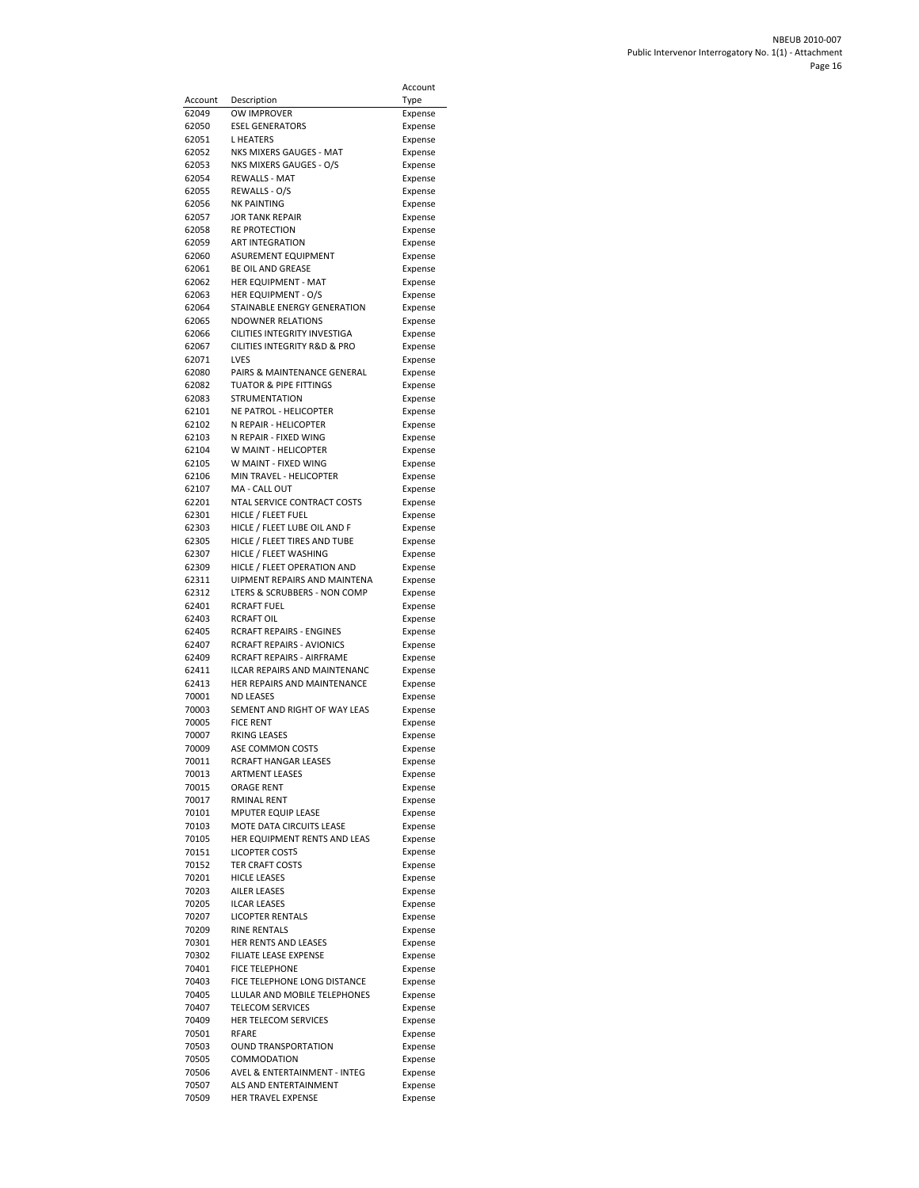| Account | Description | Account Type |
|---|---|---|
| 62049 | OW IMPROVER | Expense |
| 62050 | ESEL GENERATORS | Expense |
| 62051 | L HEATERS | Expense |
| 62052 | NKS MIXERS GAUGES - MAT | Expense |
| 62053 | NKS MIXERS GAUGES - O/S | Expense |
| 62054 | REWALLS - MAT | Expense |
| 62055 | REWALLS - O/S | Expense |
| 62056 | NK PAINTING | Expense |
| 62057 | JOR TANK REPAIR | Expense |
| 62058 | RE PROTECTION | Expense |
| 62059 | ART INTEGRATION | Expense |
| 62060 | ASUREMENT EQUIPMENT | Expense |
| 62061 | BE OIL AND GREASE | Expense |
| 62062 | HER EQUIPMENT - MAT | Expense |
| 62063 | HER EQUIPMENT - O/S | Expense |
| 62064 | STAINABLE ENERGY GENERATION | Expense |
| 62065 | NDOWNER RELATIONS | Expense |
| 62066 | CILITIES INTEGRITY INVESTIGA | Expense |
| 62067 | CILITIES INTEGRITY R&D & PRO | Expense |
| 62071 | LVES | Expense |
| 62080 | PAIRS & MAINTENANCE GENERAL | Expense |
| 62082 | TUATOR & PIPE FITTINGS | Expense |
| 62083 | STRUMENTATION | Expense |
| 62101 | NE PATROL - HELICOPTER | Expense |
| 62102 | N REPAIR - HELICOPTER | Expense |
| 62103 | N REPAIR - FIXED WING | Expense |
| 62104 | W MAINT - HELICOPTER | Expense |
| 62105 | W MAINT - FIXED WING | Expense |
| 62106 | MIN TRAVEL - HELICOPTER | Expense |
| 62107 | MA - CALL OUT | Expense |
| 62201 | NTAL SERVICE CONTRACT COSTS | Expense |
| 62301 | HICLE / FLEET FUEL | Expense |
| 62303 | HICLE / FLEET LUBE OIL AND F | Expense |
| 62305 | HICLE / FLEET TIRES AND TUBE | Expense |
| 62307 | HICLE / FLEET WASHING | Expense |
| 62309 | HICLE / FLEET OPERATION AND | Expense |
| 62311 | UIPMENT REPAIRS AND MAINTENA | Expense |
| 62312 | LTERS & SCRUBBERS - NON COMP | Expense |
| 62401 | RCRAFT FUEL | Expense |
| 62403 | RCRAFT OIL | Expense |
| 62405 | RCRAFT REPAIRS - ENGINES | Expense |
| 62407 | RCRAFT REPAIRS - AVIONICS | Expense |
| 62409 | RCRAFT REPAIRS - AIRFRAME | Expense |
| 62411 | ILCAR REPAIRS AND MAINTENANC | Expense |
| 62413 | HER REPAIRS AND MAINTENANCE | Expense |
| 70001 | ND LEASES | Expense |
| 70003 | SEMENT AND RIGHT OF WAY LEAS | Expense |
| 70005 | FICE RENT | Expense |
| 70007 | RKING LEASES | Expense |
| 70009 | ASE COMMON COSTS | Expense |
| 70011 | RCRAFT HANGAR LEASES | Expense |
| 70013 | ARTMENT LEASES | Expense |
| 70015 | ORAGE RENT | Expense |
| 70017 | RMINAL RENT | Expense |
| 70101 | MPUTER EQUIP LEASE | Expense |
| 70103 | MOTE DATA CIRCUITS LEASE | Expense |
| 70105 | HER EQUIPMENT RENTS AND LEAS | Expense |
| 70151 | LICOPTER COSTS | Expense |
| 70152 | TER CRAFT COSTS | Expense |
| 70201 | HICLE LEASES | Expense |
| 70203 | AILER LEASES | Expense |
| 70205 | ILCAR LEASES | Expense |
| 70207 | LICOPTER RENTALS | Expense |
| 70209 | RINE RENTALS | Expense |
| 70301 | HER RENTS AND LEASES | Expense |
| 70302 | FILIATE LEASE EXPENSE | Expense |
| 70401 | FICE TELEPHONE | Expense |
| 70403 | FICE TELEPHONE LONG DISTANCE | Expense |
| 70405 | LLULAR AND MOBILE TELEPHONES | Expense |
| 70407 | TELECOM SERVICES | Expense |
| 70409 | HER TELECOM SERVICES | Expense |
| 70501 | RFARE | Expense |
| 70503 | OUND TRANSPORTATION | Expense |
| 70505 | COMMODATION | Expense |
| 70506 | AVEL & ENTERTAINMENT - INTEG | Expense |
| 70507 | ALS AND ENTERTAINMENT | Expense |
| 70509 | HER TRAVEL EXPENSE | Expense |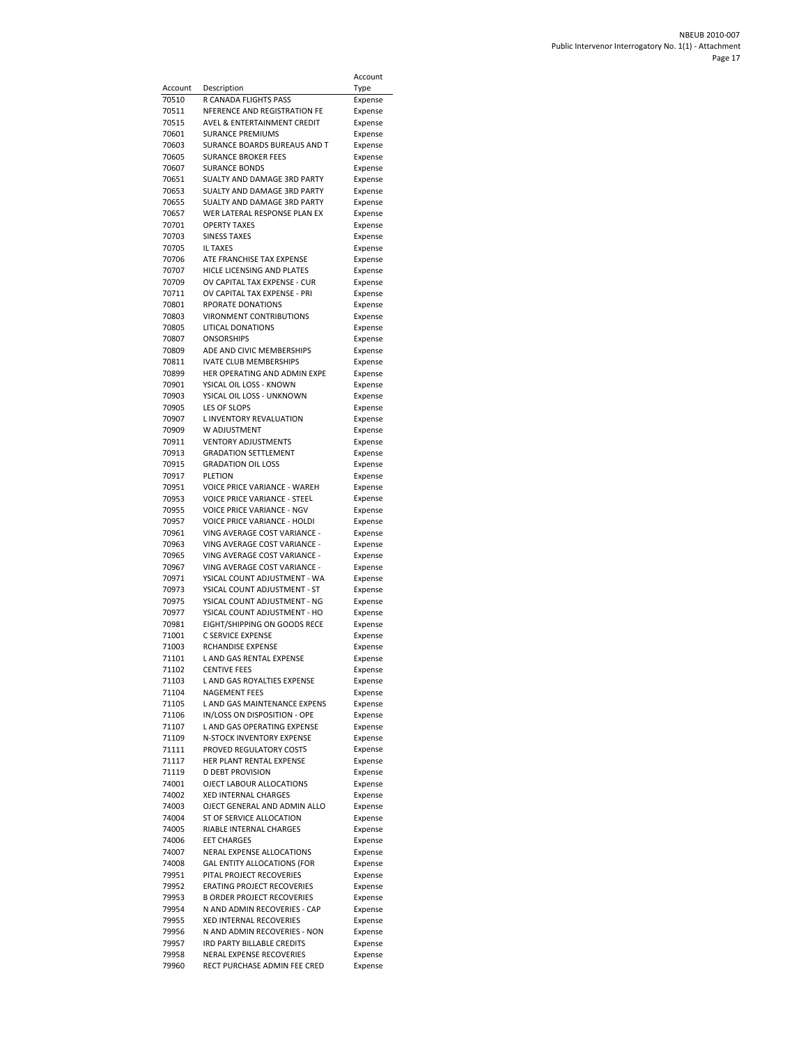| Account | Description | Account Type |
|---|---|---|
| 70510 | R CANADA FLIGHTS PASS | Expense |
| 70511 | NFERENCE AND REGISTRATION FE | Expense |
| 70515 | AVEL & ENTERTAINMENT CREDIT | Expense |
| 70601 | SURANCE PREMIUMS | Expense |
| 70603 | SURANCE BOARDS BUREAUS AND T | Expense |
| 70605 | SURANCE BROKER FEES | Expense |
| 70607 | SURANCE BONDS | Expense |
| 70651 | SUALTY AND DAMAGE 3RD PARTY | Expense |
| 70653 | SUALTY AND DAMAGE 3RD PARTY | Expense |
| 70655 | SUALTY AND DAMAGE 3RD PARTY | Expense |
| 70657 | WER LATERAL RESPONSE PLAN EX | Expense |
| 70701 | OPERTY TAXES | Expense |
| 70703 | SINESS TAXES | Expense |
| 70705 | IL TAXES | Expense |
| 70706 | ATE FRANCHISE TAX EXPENSE | Expense |
| 70707 | HICLE LICENSING AND PLATES | Expense |
| 70709 | OV CAPITAL TAX EXPENSE - CUR | Expense |
| 70711 | OV CAPITAL TAX EXPENSE - PRI | Expense |
| 70801 | RPORATE DONATIONS | Expense |
| 70803 | VIRONMENT CONTRIBUTIONS | Expense |
| 70805 | LITICAL DONATIONS | Expense |
| 70807 | ONSORSHIPS | Expense |
| 70809 | ADE AND CIVIC MEMBERSHIPS | Expense |
| 70811 | IVATE CLUB MEMBERSHIPS | Expense |
| 70899 | HER OPERATING AND ADMIN EXPE | Expense |
| 70901 | YSICAL OIL LOSS - KNOWN | Expense |
| 70903 | YSICAL OIL LOSS - UNKNOWN | Expense |
| 70905 | LES OF SLOPS | Expense |
| 70907 | L INVENTORY REVALUATION | Expense |
| 70909 | W ADJUSTMENT | Expense |
| 70911 | VENTORY ADJUSTMENTS | Expense |
| 70913 | GRADATION SETTLEMENT | Expense |
| 70915 | GRADATION OIL LOSS | Expense |
| 70917 | PLETION | Expense |
| 70951 | VOICE PRICE VARIANCE - WAREH | Expense |
| 70953 | VOICE PRICE VARIANCE - STEEL | Expense |
| 70955 | VOICE PRICE VARIANCE - NGV | Expense |
| 70957 | VOICE PRICE VARIANCE - HOLDI | Expense |
| 70961 | VING AVERAGE COST VARIANCE - | Expense |
| 70963 | VING AVERAGE COST VARIANCE - | Expense |
| 70965 | VING AVERAGE COST VARIANCE - | Expense |
| 70967 | VING AVERAGE COST VARIANCE - | Expense |
| 70971 | YSICAL COUNT ADJUSTMENT - WA | Expense |
| 70973 | YSICAL COUNT ADJUSTMENT - ST | Expense |
| 70975 | YSICAL COUNT ADJUSTMENT - NG | Expense |
| 70977 | YSICAL COUNT ADJUSTMENT - HO | Expense |
| 70981 | EIGHT/SHIPPING ON GOODS RECE | Expense |
| 71001 | C SERVICE EXPENSE | Expense |
| 71003 | RCHANDISE EXPENSE | Expense |
| 71101 | L AND GAS RENTAL EXPENSE | Expense |
| 71102 | CENTIVE FEES | Expense |
| 71103 | L AND GAS ROYALTIES EXPENSE | Expense |
| 71104 | NAGEMENT FEES | Expense |
| 71105 | L AND GAS MAINTENANCE EXPENS | Expense |
| 71106 | IN/LOSS ON DISPOSITION - OPE | Expense |
| 71107 | L AND GAS OPERATING EXPENSE | Expense |
| 71109 | N-STOCK INVENTORY EXPENSE | Expense |
| 71111 | PROVED REGULATORY COSTS | Expense |
| 71117 | HER PLANT RENTAL EXPENSE | Expense |
| 71119 | D DEBT PROVISION | Expense |
| 74001 | OJECT LABOUR ALLOCATIONS | Expense |
| 74002 | XED INTERNAL CHARGES | Expense |
| 74003 | OJECT GENERAL AND ADMIN ALLO | Expense |
| 74004 | ST OF SERVICE ALLOCATION | Expense |
| 74005 | RIABLE INTERNAL CHARGES | Expense |
| 74006 | EET CHARGES | Expense |
| 74007 | NERAL EXPENSE ALLOCATIONS | Expense |
| 74008 | GAL ENTITY ALLOCATIONS (FOR | Expense |
| 79951 | PITAL PROJECT RECOVERIES | Expense |
| 79952 | ERATING PROJECT RECOVERIES | Expense |
| 79953 | B ORDER PROJECT RECOVERIES | Expense |
| 79954 | N AND ADMIN RECOVERIES - CAP | Expense |
| 79955 | XED INTERNAL RECOVERIES | Expense |
| 79956 | N AND ADMIN RECOVERIES - NON | Expense |
| 79957 | IRD PARTY BILLABLE CREDITS | Expense |
| 79958 | NERAL EXPENSE RECOVERIES | Expense |
| 79960 | RECT PURCHASE ADMIN FEE CRED | Expense |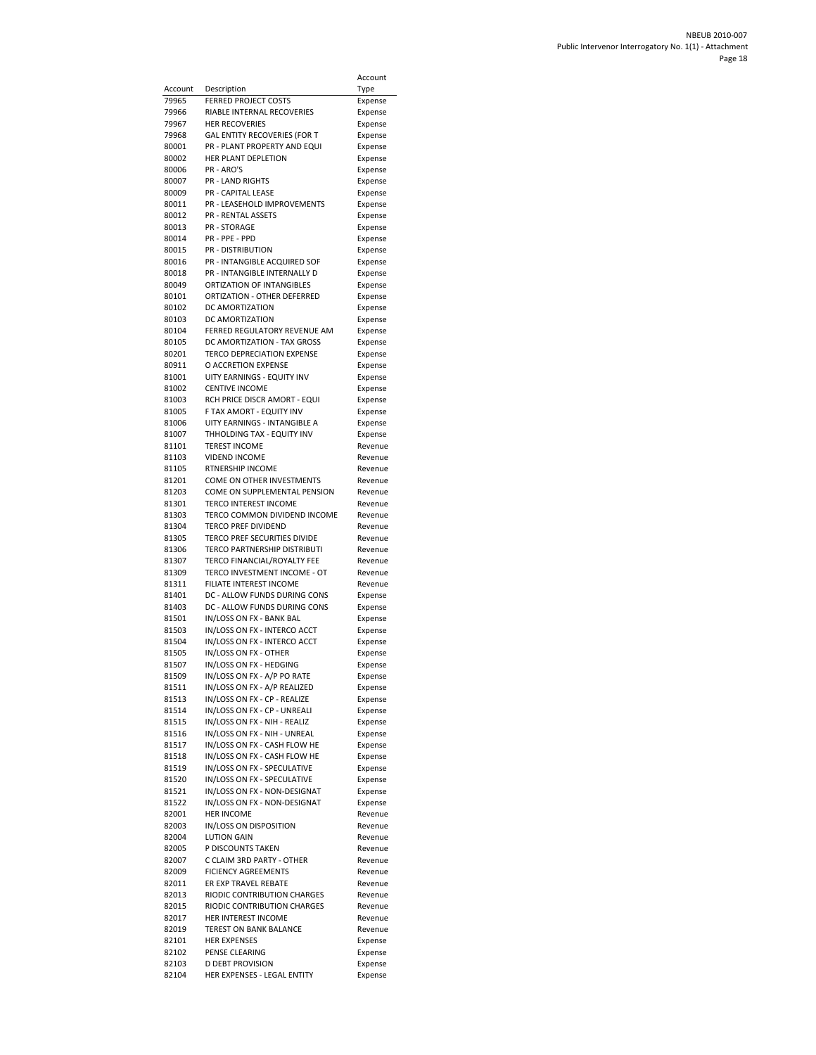| Account | Description | Account Type |
|---|---|---|
| 79965 | FERRED PROJECT COSTS | Expense |
| 79966 | RIABLE INTERNAL RECOVERIES | Expense |
| 79967 | HER RECOVERIES | Expense |
| 79968 | GAL ENTITY RECOVERIES (FOR T | Expense |
| 80001 | PR - PLANT PROPERTY AND EQUI | Expense |
| 80002 | HER PLANT DEPLETION | Expense |
| 80006 | PR - ARO'S | Expense |
| 80007 | PR - LAND RIGHTS | Expense |
| 80009 | PR - CAPITAL LEASE | Expense |
| 80011 | PR - LEASEHOLD IMPROVEMENTS | Expense |
| 80012 | PR - RENTAL ASSETS | Expense |
| 80013 | PR - STORAGE | Expense |
| 80014 | PR - PPE - PPD | Expense |
| 80015 | PR - DISTRIBUTION | Expense |
| 80016 | PR - INTANGIBLE ACQUIRED SOF | Expense |
| 80018 | PR - INTANGIBLE INTERNALLY D | Expense |
| 80049 | ORTIZATION OF INTANGIBLES | Expense |
| 80101 | ORTIZATION - OTHER DEFERRED | Expense |
| 80102 | DC AMORTIZATION | Expense |
| 80103 | DC AMORTIZATION | Expense |
| 80104 | FERRED REGULATORY REVENUE AM | Expense |
| 80105 | DC AMORTIZATION - TAX GROSS | Expense |
| 80201 | TERCO DEPRECIATION EXPENSE | Expense |
| 80911 | O ACCRETION EXPENSE | Expense |
| 81001 | UITY EARNINGS - EQUITY INV | Expense |
| 81002 | CENTIVE INCOME | Expense |
| 81003 | RCH PRICE DISCR AMORT - EQUI | Expense |
| 81005 | F TAX AMORT - EQUITY INV | Expense |
| 81006 | UITY EARNINGS - INTANGIBLE A | Expense |
| 81007 | THHOLDING TAX - EQUITY INV | Expense |
| 81101 | TEREST INCOME | Revenue |
| 81103 | VIDEND INCOME | Revenue |
| 81105 | RTNERSHIP INCOME | Revenue |
| 81201 | COME ON OTHER INVESTMENTS | Revenue |
| 81203 | COME ON SUPPLEMENTAL PENSION | Revenue |
| 81301 | TERCO INTEREST INCOME | Revenue |
| 81303 | TERCO COMMON DIVIDEND INCOME | Revenue |
| 81304 | TERCO PREF DIVIDEND | Revenue |
| 81305 | TERCO PREF SECURITIES DIVIDE | Revenue |
| 81306 | TERCO PARTNERSHIP DISTRIBUTI | Revenue |
| 81307 | TERCO FINANCIAL/ROYALTY FEE | Revenue |
| 81309 | TERCO INVESTMENT INCOME - OT | Revenue |
| 81311 | FILIATE INTEREST INCOME | Revenue |
| 81401 | DC - ALLOW FUNDS DURING CONS | Expense |
| 81403 | DC - ALLOW FUNDS DURING CONS | Expense |
| 81501 | IN/LOSS ON FX - BANK BAL | Expense |
| 81503 | IN/LOSS ON FX - INTERCO ACCT | Expense |
| 81504 | IN/LOSS ON FX - INTERCO ACCT | Expense |
| 81505 | IN/LOSS ON FX - OTHER | Expense |
| 81507 | IN/LOSS ON FX - HEDGING | Expense |
| 81509 | IN/LOSS ON FX - A/P PO RATE | Expense |
| 81511 | IN/LOSS ON FX - A/P REALIZED | Expense |
| 81513 | IN/LOSS ON FX - CP - REALIZE | Expense |
| 81514 | IN/LOSS ON FX - CP - UNREALI | Expense |
| 81515 | IN/LOSS ON FX - NIH - REALIZ | Expense |
| 81516 | IN/LOSS ON FX - NIH - UNREAL | Expense |
| 81517 | IN/LOSS ON FX - CASH FLOW HE | Expense |
| 81518 | IN/LOSS ON FX - CASH FLOW HE | Expense |
| 81519 | IN/LOSS ON FX - SPECULATIVE | Expense |
| 81520 | IN/LOSS ON FX - SPECULATIVE | Expense |
| 81521 | IN/LOSS ON FX - NON-DESIGNAT | Expense |
| 81522 | IN/LOSS ON FX - NON-DESIGNAT | Expense |
| 82001 | HER INCOME | Revenue |
| 82003 | IN/LOSS ON DISPOSITION | Revenue |
| 82004 | LUTION GAIN | Revenue |
| 82005 | P DISCOUNTS TAKEN | Revenue |
| 82007 | C CLAIM 3RD PARTY - OTHER | Revenue |
| 82009 | FICIENCY AGREEMENTS | Revenue |
| 82011 | ER EXP TRAVEL REBATE | Revenue |
| 82013 | RIODIC CONTRIBUTION CHARGES | Revenue |
| 82015 | RIODIC CONTRIBUTION CHARGES | Revenue |
| 82017 | HER INTEREST INCOME | Revenue |
| 82019 | TEREST ON BANK BALANCE | Revenue |
| 82101 | HER EXPENSES | Expense |
| 82102 | PENSE CLEARING | Expense |
| 82103 | D DEBT PROVISION | Expense |
| 82104 | HER EXPENSES - LEGAL ENTITY | Expense |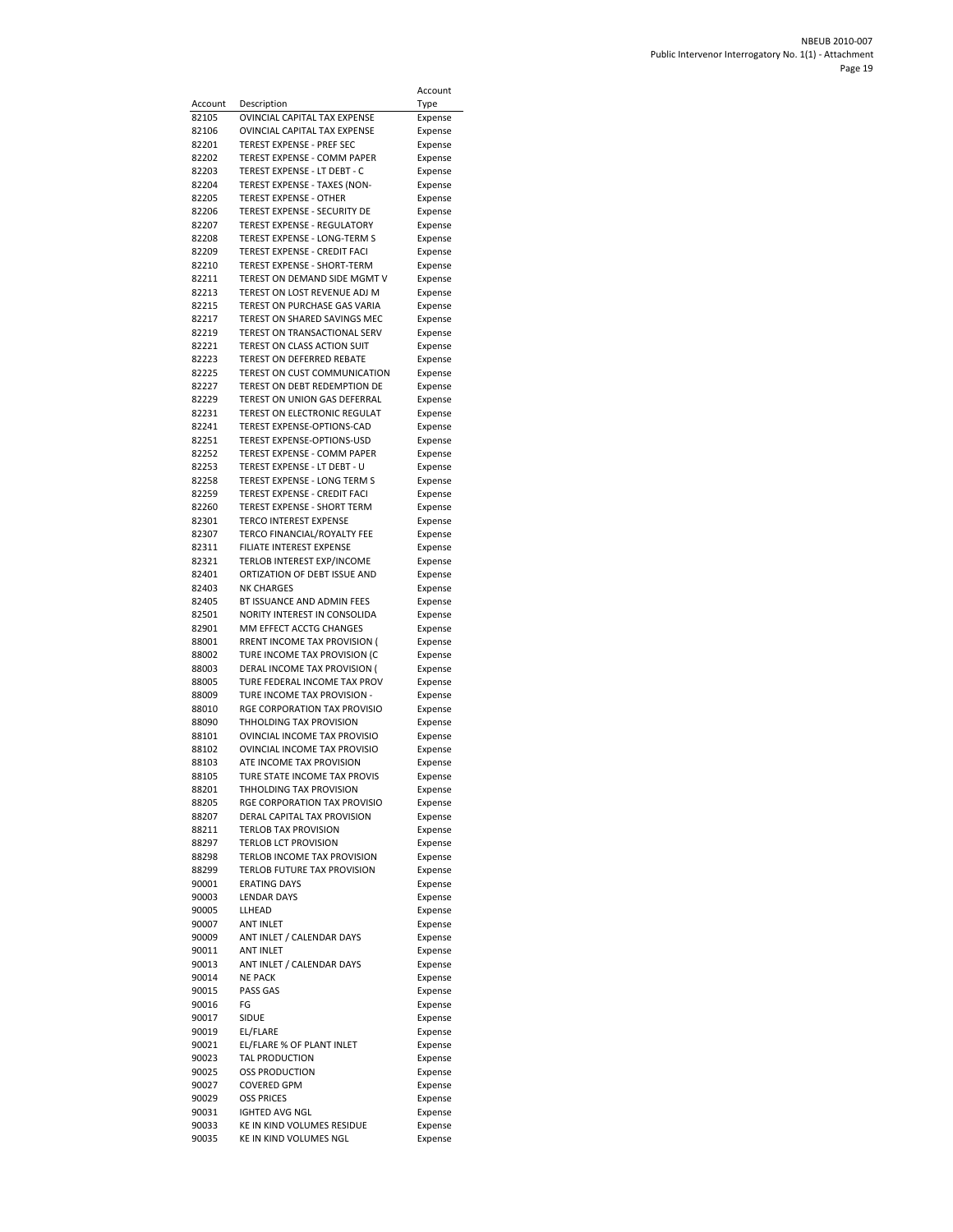| Account | Description | Account Type |
|---|---|---|
| 82105 | OVINCIAL CAPITAL TAX EXPENSE | Expense |
| 82106 | OVINCIAL CAPITAL TAX EXPENSE | Expense |
| 82201 | TEREST EXPENSE - PREF SEC | Expense |
| 82202 | TEREST EXPENSE - COMM PAPER | Expense |
| 82203 | TEREST EXPENSE - LT DEBT - C | Expense |
| 82204 | TEREST EXPENSE - TAXES (NON- | Expense |
| 82205 | TEREST EXPENSE - OTHER | Expense |
| 82206 | TEREST EXPENSE - SECURITY DE | Expense |
| 82207 | TEREST EXPENSE - REGULATORY | Expense |
| 82208 | TEREST EXPENSE - LONG-TERM S | Expense |
| 82209 | TEREST EXPENSE - CREDIT FACI | Expense |
| 82210 | TEREST EXPENSE - SHORT-TERM | Expense |
| 82211 | TEREST ON DEMAND SIDE MGMT V | Expense |
| 82213 | TEREST ON LOST REVENUE ADJ M | Expense |
| 82215 | TEREST ON PURCHASE GAS VARIA | Expense |
| 82217 | TEREST ON SHARED SAVINGS MEC | Expense |
| 82219 | TEREST ON TRANSACTIONAL SERV | Expense |
| 82221 | TEREST ON CLASS ACTION SUIT | Expense |
| 82223 | TEREST ON DEFERRED REBATE | Expense |
| 82225 | TEREST ON CUST COMMUNICATION | Expense |
| 82227 | TEREST ON DEBT REDEMPTION DE | Expense |
| 82229 | TEREST ON UNION GAS DEFERRAL | Expense |
| 82231 | TEREST ON ELECTRONIC REGULAT | Expense |
| 82241 | TEREST EXPENSE-OPTIONS-CAD | Expense |
| 82251 | TEREST EXPENSE-OPTIONS-USD | Expense |
| 82252 | TEREST EXPENSE - COMM PAPER | Expense |
| 82253 | TEREST EXPENSE - LT DEBT - U | Expense |
| 82258 | TEREST EXPENSE - LONG TERM S | Expense |
| 82259 | TEREST EXPENSE - CREDIT FACI | Expense |
| 82260 | TEREST EXPENSE - SHORT TERM | Expense |
| 82301 | TERCO INTEREST EXPENSE | Expense |
| 82307 | TERCO FINANCIAL/ROYALTY FEE | Expense |
| 82311 | FILIATE INTEREST EXPENSE | Expense |
| 82321 | TERLOB INTEREST EXP/INCOME | Expense |
| 82401 | ORTIZATION OF DEBT ISSUE AND | Expense |
| 82403 | NK CHARGES | Expense |
| 82405 | BT ISSUANCE AND ADMIN FEES | Expense |
| 82501 | NORITY INTEREST IN CONSOLIDA | Expense |
| 82901 | MM EFFECT ACCTG CHANGES | Expense |
| 88001 | RRENT INCOME TAX PROVISION ( | Expense |
| 88002 | TURE INCOME TAX PROVISION (C | Expense |
| 88003 | DERAL INCOME TAX PROVISION ( | Expense |
| 88005 | TURE FEDERAL INCOME TAX PROV | Expense |
| 88009 | TURE INCOME TAX PROVISION - | Expense |
| 88010 | RGE CORPORATION TAX PROVISIO | Expense |
| 88090 | THHOLDING TAX PROVISION | Expense |
| 88101 | OVINCIAL INCOME TAX PROVISIO | Expense |
| 88102 | OVINCIAL INCOME TAX PROVISIO | Expense |
| 88103 | ATE INCOME TAX PROVISION | Expense |
| 88105 | TURE STATE INCOME TAX PROVIS | Expense |
| 88201 | THHOLDING TAX PROVISION | Expense |
| 88205 | RGE CORPORATION TAX PROVISIO | Expense |
| 88207 | DERAL CAPITAL TAX PROVISION | Expense |
| 88211 | TERLOB TAX PROVISION | Expense |
| 88297 | TERLOB LCT PROVISION | Expense |
| 88298 | TERLOB INCOME TAX PROVISION | Expense |
| 88299 | TERLOB FUTURE TAX PROVISION | Expense |
| 90001 | ERATING DAYS | Expense |
| 90003 | LENDAR DAYS | Expense |
| 90005 | LLHEAD | Expense |
| 90007 | ANT INLET | Expense |
| 90009 | ANT INLET / CALENDAR DAYS | Expense |
| 90011 | ANT INLET | Expense |
| 90013 | ANT INLET / CALENDAR DAYS | Expense |
| 90014 | NE PACK | Expense |
| 90015 | PASS GAS | Expense |
| 90016 | FG | Expense |
| 90017 | SIDUE | Expense |
| 90019 | EL/FLARE | Expense |
| 90021 | EL/FLARE % OF PLANT INLET | Expense |
| 90023 | TAL PRODUCTION | Expense |
| 90025 | OSS PRODUCTION | Expense |
| 90027 | COVERED GPM | Expense |
| 90029 | OSS PRICES | Expense |
| 90031 | IGHTED AVG NGL | Expense |
| 90033 | KE IN KIND VOLUMES RESIDUE | Expense |
| 90035 | KE IN KIND VOLUMES NGL | Expense |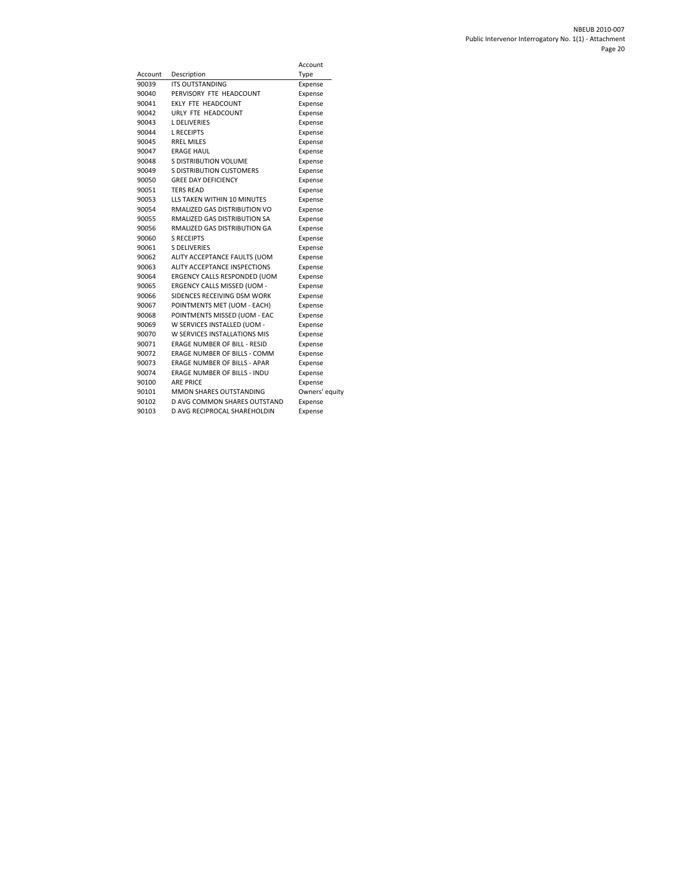| Account | Description | Account Type |
|---|---|---|
| 90039 | ITS OUTSTANDING | Expense |
| 90040 | PERVISORY FTE HEADCOUNT | Expense |
| 90041 | EKLY FTE HEADCOUNT | Expense |
| 90042 | URLY FTE HEADCOUNT | Expense |
| 90043 | L DELIVERIES | Expense |
| 90044 | L RECEIPTS | Expense |
| 90045 | RREL MILES | Expense |
| 90047 | ERAGE HAUL | Expense |
| 90048 | S DISTRIBUTION VOLUME | Expense |
| 90049 | S DISTRIBUTION CUSTOMERS | Expense |
| 90050 | GREE DAY DEFICIENCY | Expense |
| 90051 | TERS READ | Expense |
| 90053 | LLS TAKEN WITHIN 10 MINUTES | Expense |
| 90054 | RMALIZED GAS DISTRIBUTION VO | Expense |
| 90055 | RMALIZED GAS DISTRIBUTION SA | Expense |
| 90056 | RMALIZED GAS DISTRIBUTION GA | Expense |
| 90060 | S RECEIPTS | Expense |
| 90061 | S DELIVERIES | Expense |
| 90062 | ALITY ACCEPTANCE FAULTS (UOM | Expense |
| 90063 | ALITY ACCEPTANCE INSPECTIONS | Expense |
| 90064 | ERGENCY CALLS RESPONDED (UOM | Expense |
| 90065 | ERGENCY CALLS MISSED (UOM - | Expense |
| 90066 | SIDENCES RECEIVING DSM WORK | Expense |
| 90067 | POINTMENTS MET (UOM - EACH) | Expense |
| 90068 | POINTMENTS MISSED (UOM - EAC | Expense |
| 90069 | W SERVICES INSTALLED (UOM - | Expense |
| 90070 | W SERVICES INSTALLATIONS MIS | Expense |
| 90071 | ERAGE NUMBER OF BILL - RESID | Expense |
| 90072 | ERAGE NUMBER OF BILLS - COMM | Expense |
| 90073 | ERAGE NUMBER OF BILLS - APAR | Expense |
| 90074 | ERAGE NUMBER OF BILLS - INDU | Expense |
| 90100 | ARE PRICE | Expense |
| 90101 | MMON SHARES OUTSTANDING | Owners' equity |
| 90102 | D AVG COMMON SHARES OUTSTAND | Expense |
| 90103 | D AVG RECIPROCAL SHAREHOLDIN | Expense |